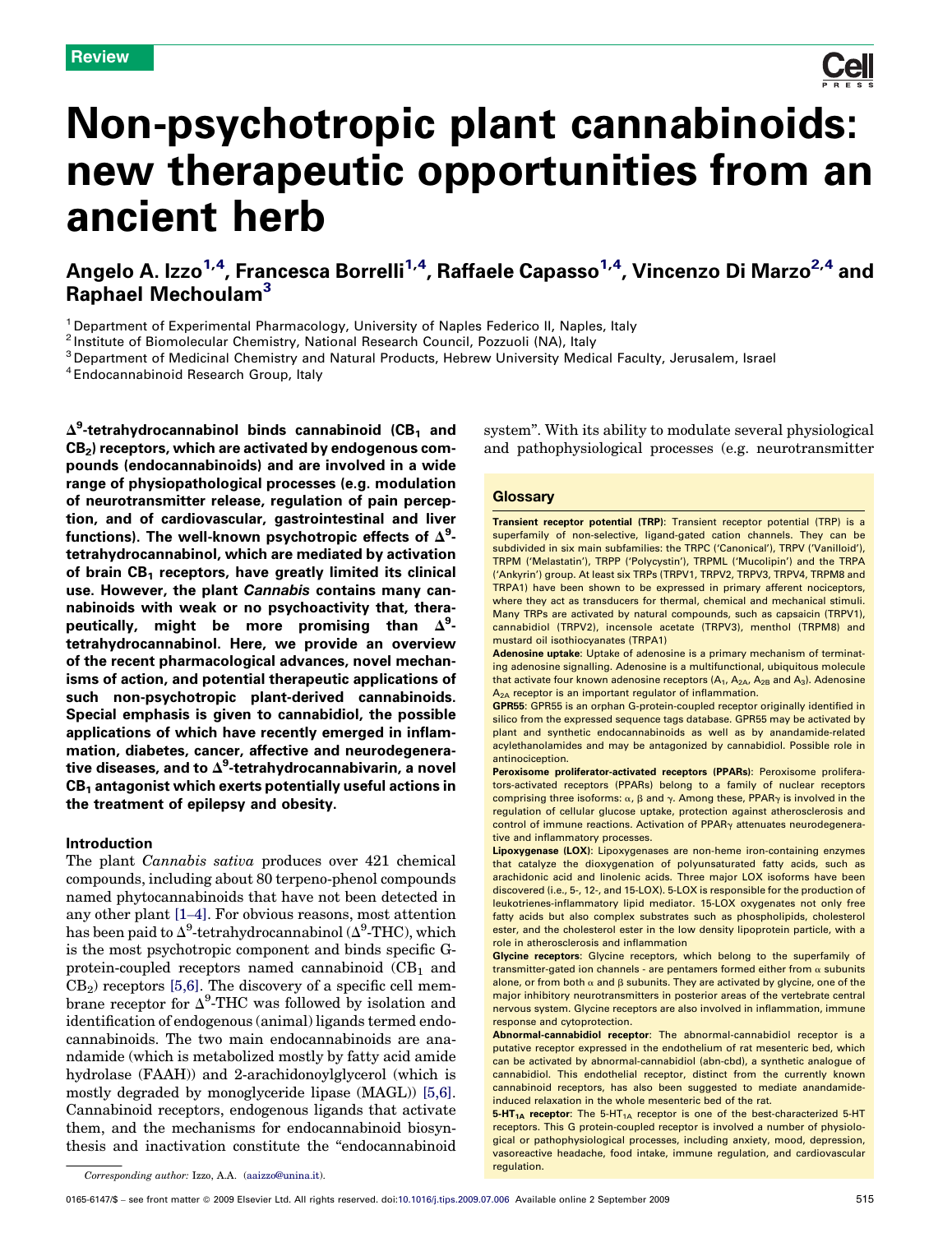Review

# Non-psychotropic plant cannabinoids: new therapeutic opportunities from an ancient herb

Angelo A. Izzo[1,4], Francesca Borrelli[1,4], Raffaele Capasso[1,4], Vincenzo Di Marzo[2,4] and Raphael Mechoulam[3]

[1] Department of Experimental Pharmacology, University of Naples Federico II, Naples, Italy
[2] Institute of Biomolecular Chemistry, National Research Council, Pozzuoli (NA), Italy
[3] Department of Medicinal Chemistry and Natural Products, Hebrew University Medical Faculty, Jerusalem, Israel
[4] Endocannabinoid Research Group, Italy

**$\Delta^9$-tetrahydrocannabinol binds cannabinoid ($CB_1$ and $CB_2$) receptors, which are activated by endogenous compounds (endocannabinoids) and are involved in a wide range of physiopathological processes (e.g. modulation of neurotransmitter release, regulation of pain perception, and of cardiovascular, gastrointestinal and liver functions). The well-known psychotropic effects of $\Delta^9$-tetrahydrocannabinol, which are mediated by activation of brain $CB_1$ receptors, have greatly limited its clinical use. However, the plant *Cannabis* contains many cannabinoids with weak or no psychoactivity that, therapeutically, might be more promising than $\Delta^9$-tetrahydrocannabinol. Here, we provide an overview of the recent pharmacological advances, novel mechanisms of action, and potential therapeutic applications of such non-psychotropic plant-derived cannabinoids. Special emphasis is given to cannabidiol, the possible applications of which have recently emerged in inflammation, diabetes, cancer, affective and neurodegenerative diseases, and to $\Delta^9$-tetrahydrocannabivarin, a novel $CB_1$ antagonist which exerts potentially useful actions in the treatment of epilepsy and obesity.**

## Introduction

The plant *Cannabis sativa* produces over 421 chemical compounds, including about 80 terpeno-phenol compounds named phytocannabinoids that have not been detected in any other plant [1–4]. For obvious reasons, most attention has been paid to $\Delta^9$-tetrahydrocannabinol ($\Delta^9$-THC), which is the most psychotropic component and binds specific G-protein-coupled receptors named cannabinoid ($CB_1$ and $CB_2$) receptors [5,6]. The discovery of a specific cell membrane receptor for $\Delta^9$-THC was followed by isolation and identification of endogenous (animal) ligands termed endocannabinoids. The two main endocannabinoids are anandamide (which is metabolized mostly by fatty acid amide hydrolase (FAAH)) and 2-arachidonoylglycerol (which is mostly degraded by monoglyceride lipase (MAGL)) [5,6]. Cannabinoid receptors, endogenous ligands that activate them, and the mechanisms for endocannabinoid biosynthesis and inactivation constitute the "endocannabinoid system". With its ability to modulate several physiological and pathophysiological processes (e.g. neurotransmitter

### Glossary

**Transient receptor potential (TRP)**: Transient receptor potential (TRP) is a superfamily of non-selective, ligand-gated cation channels. They can be subdivided in six main subfamilies: the TRPC ('Canonical'), TRPV ('Vanilloid'), TRPM ('Melastatin'), TRPP ('Polycystin'), TRPML ('Mucolipin') and the TRPA ('Ankyrin') group. At least six TRPs (TRPV1, TRPV2, TRPV3, TRPV4, TRPM8 and TRPA1) have been shown to be expressed in primary afferent nociceptors, where they act as transducers for thermal, chemical and mechanical stimuli. Many TRPs are activated by natural compounds, such as capsaicin (TRPV1), cannabidiol (TRPV2), incensole acetate (TRPV3), menthol (TRPM8) and mustard oil isothiocyanates (TRPA1)

**Adenosine uptake**: Uptake of adenosine is a primary mechanism of terminating adenosine signalling. Adenosine is a multifunctional, ubiquitous molecule that activate four known adenosine receptors ($A_1$, $A_{2A}$, $A_{2B}$ and $A_3$). Adenosine $A_{2A}$ receptor is an important regulator of inflammation.

**GPR55**: GPR55 is an orphan G-protein-coupled receptor originally identified in silico from the expressed sequence tags database. GPR55 may be activated by plant and synthetic endocannabinoids as well as by anandamide-related acylethanolamides and may be antagonized by cannabidiol. Possible role in antinociception.

**Peroxisome proliferator-activated receptors (PPARs)**: Peroxisome proliferators-activated receptors (PPARs) belong to a family of nuclear receptors comprising three isoforms: α, β and γ. Among these, PPARγ is involved in the regulation of cellular glucose uptake, protection against atherosclerosis and control of immune reactions. Activation of PPARγ attenuates neurodegenerative and inflammatory processes.

**Lipoxygenase (LOX)**: Lipoxygenases are non-heme iron-containing enzymes that catalyze the dioxygenation of polyunsaturated fatty acids, such as arachidonic acid and linolenic acids. Three major LOX isoforms have been discovered (i.e., 5-, 12-, and 15-LOX). 5-LOX is responsible for the production of leukotrienes-inflammatory lipid mediator. 15-LOX oxygenates not only free fatty acids but also complex substrates such as phospholipids, cholesterol ester, and the cholesterol ester in the low density lipoprotein particle, with a role in atherosclerosis and inflammation

**Glycine receptors**: Glycine receptors, which belong to the superfamily of transmitter-gated ion channels - are pentamers formed either from α subunits alone, or from both α and β subunits. They are activated by glycine, one of the major inhibitory neurotransmitters in posterior areas of the vertebrate central nervous system. Glycine receptors are also involved in inflammation, immune response and cytoprotection.

**Abnormal-cannabidiol receptor**: The abnormal-cannabidiol receptor is a putative receptor expressed in the endothelium of rat mesenteric bed, which can be activated by abnormal-cannabidiol (abn-cbd), a synthetic analogue of cannabidiol. This endothelial receptor, distinct from the currently known cannabinoid receptors, has also been suggested to mediate anandamide-induced relaxation in the whole mesenteric bed of the rat.

**5-HT$_{1A}$ receptor**: The 5-HT$_{1A}$ receptor is one of the best-characterized 5-HT receptors. This G protein-coupled receptor is involved a number of physiological or pathophysiological processes, including anxiety, mood, depression, vasoreactive headache, food intake, immune regulation, and cardiovascular regulation.

*Corresponding author:* Izzo, A.A. (aaizzo@unina.it).

0165-6147/$ – see front matter © 2009 Elsevier Ltd. All rights reserved. doi:10.1016/j.tips.2009.07.006 Available online 2 September 2009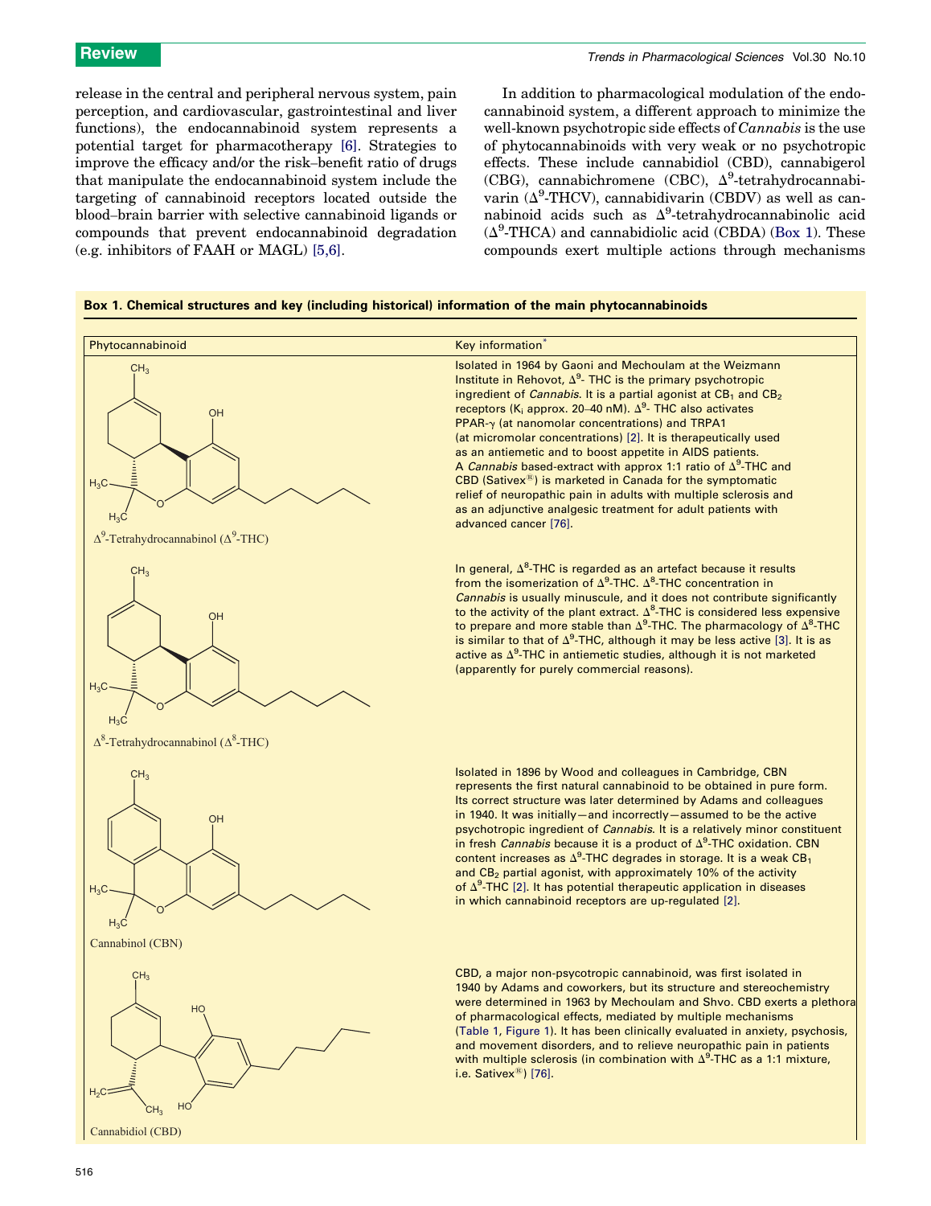release in the central and peripheral nervous system, pain perception, and cardiovascular, gastrointestinal and liver functions), the endocannabinoid system represents a potential target for pharmacotherapy [6]. Strategies to improve the efficacy and/or the risk–benefit ratio of drugs that manipulate the endocannabinoid system include the targeting of cannabinoid receptors located outside the blood–brain barrier with selective cannabinoid ligands or compounds that prevent endocannabinoid degradation (e.g. inhibitors of FAAH or MAGL) [5,6].

In addition to pharmacological modulation of the endocannabinoid system, a different approach to minimize the well-known psychotropic side effects of *Cannabis* is the use of phytocannabinoids with very weak or no psychotropic effects. These include cannabidiol (CBD), cannabigerol (CBG), cannabichromene (CBC), $\Delta^9$-tetrahydrocannabivarin ($\Delta^9$-THCV), cannabidivarin (CBDV) as well as cannabinoid acids such as $\Delta^9$-tetrahydrocannabinolic acid ($\Delta^9$-THCA) and cannabidiolic acid (CBDA) (Box 1). These compounds exert multiple actions through mechanisms

**Box 1. Chemical structures and key (including historical) information of the main phytocannabinoids**

| Phytocannabinoid | Key information* |
| --- | --- |
| $\Delta^9$-Tetrahydrocannabinol ($\Delta^9$-THC) | Isolated in 1964 by Gaoni and Mechoulam at the Weizmann Institute in Rehovot, $\Delta^9$- THC is the primary psychotropic ingredient of *Cannabis*. It is a partial agonist at $CB_1$ and $CB_2$ receptors ($K_i$ approx. 20–40 nM). $\Delta^9$- THC also activates PPAR-γ (at nanomolar concentrations) and TRPA1 (at micromolar concentrations) [2]. It is therapeutically used as an antiemetic and to boost appetite in AIDS patients. A *Cannabis* based-extract with approx 1:1 ratio of $\Delta^9$-THC and CBD (Sativex®) is marketed in Canada for the symptomatic relief of neuropathic pain in adults with multiple sclerosis and as an adjunctive analgesic treatment for adult patients with advanced cancer [76]. |
| $\Delta^8$-Tetrahydrocannabinol ($\Delta^8$-THC) | In general, $\Delta^8$-THC is regarded as an artefact because it results from the isomerization of $\Delta^9$-THC. $\Delta^8$-THC concentration in *Cannabis* is usually minuscule, and it does not contribute significantly to the activity of the plant extract. $\Delta^8$-THC is considered less expensive to prepare and more stable than $\Delta^9$-THC. The pharmacology of $\Delta^8$-THC is similar to that of $\Delta^9$-THC, although it may be less active [3]. It is as active as $\Delta^9$-THC in antiemetic studies, although it is not marketed (apparently for purely commercial reasons). |
| Cannabinol (CBN) | Isolated in 1896 by Wood and colleagues in Cambridge, CBN represents the first natural cannabinoid to be obtained in pure form. Its correct structure was later determined by Adams and colleagues in 1940. It was initially—and incorrectly—assumed to be the active psychotropic ingredient of *Cannabis*. It is a relatively minor constituent in fresh *Cannabis* because it is a product of $\Delta^9$-THC oxidation. CBN content increases as $\Delta^9$-THC degrades in storage. It is a weak $CB_1$ and $CB_2$ partial agonist, with approximately 10% of the activity of $\Delta^9$-THC [2]. It has potential therapeutic application in diseases in which cannabinoid receptors are up-regulated [2]. |
| Cannabidiol (CBD) | CBD, a major non-psycotropic cannabinoid, was first isolated in 1940 by Adams and coworkers, but its structure and stereochemistry were determined in 1963 by Mechoulam and Shvo. CBD exerts a plethora of pharmacological effects, mediated by multiple mechanisms (Table 1, Figure 1). It has been clinically evaluated in anxiety, psychosis, and movement disorders, and to relieve neuropathic pain in patients with multiple sclerosis (in combination with $\Delta^9$-THC as a 1:1 mixture, i.e. Sativex®) [76]. |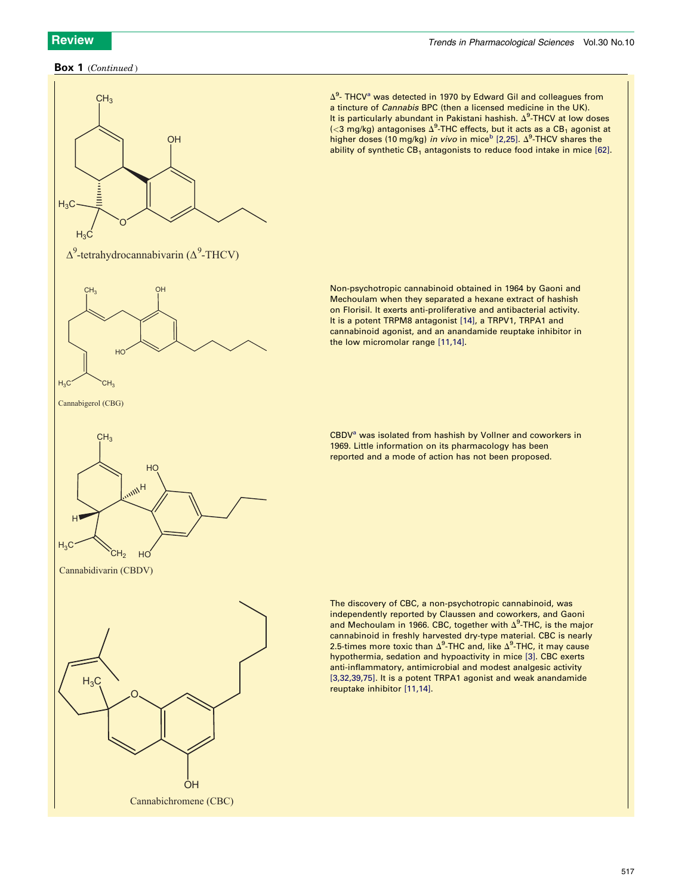**Box 1** (*Continued*)

$\Delta^9$-tetrahydrocannabivarin ($\Delta^9$-THCV)

$\Delta^9$- THCV[a] was detected in 1970 by Edward Gil and colleagues from a tincture of *Cannabis* BPC (then a licensed medicine in the UK). It is particularly abundant in Pakistani hashish. $\Delta^9$-THCV at low doses (<3 mg/kg) antagonises $\Delta^9$-THC effects, but it acts as a $CB_1$ agonist at higher doses (10 mg/kg) *in vivo* in mice[b] [2,25]. $\Delta^9$-THCV shares the ability of synthetic $CB_1$ antagonists to reduce food intake in mice [62].

Cannabigerol (CBG)

Non-psychotropic cannabinoid obtained in 1964 by Gaoni and Mechoulam when they separated a hexane extract of hashish on Florisil. It exerts anti-proliferative and antibacterial activity. It is a potent TRPM8 antagonist [14], a TRPV1, TRPA1 and cannabinoid agonist, and an anandamide reuptake inhibitor in the low micromolar range [11,14].

Cannabidivarin (CBDV)

CBDV[a] was isolated from hashish by Vollner and coworkers in 1969. Little information on its pharmacology has been reported and a mode of action has not been proposed.

Cannabichromene (CBC)

The discovery of CBC, a non-psychotropic cannabinoid, was independently reported by Claussen and coworkers, and Gaoni and Mechoulam in 1966. CBC, together with $\Delta^9$-THC, is the major cannabinoid in freshly harvested dry-type material. CBC is nearly 2.5-times more toxic than $\Delta^9$-THC and, like $\Delta^9$-THC, it may cause hypothermia, sedation and hypoactivity in mice [3]. CBC exerts anti-inflammatory, antimicrobial and modest analgesic activity [3,32,39,75]. It is a potent TRPA1 agonist and weak anandamide reuptake inhibitor [11,14].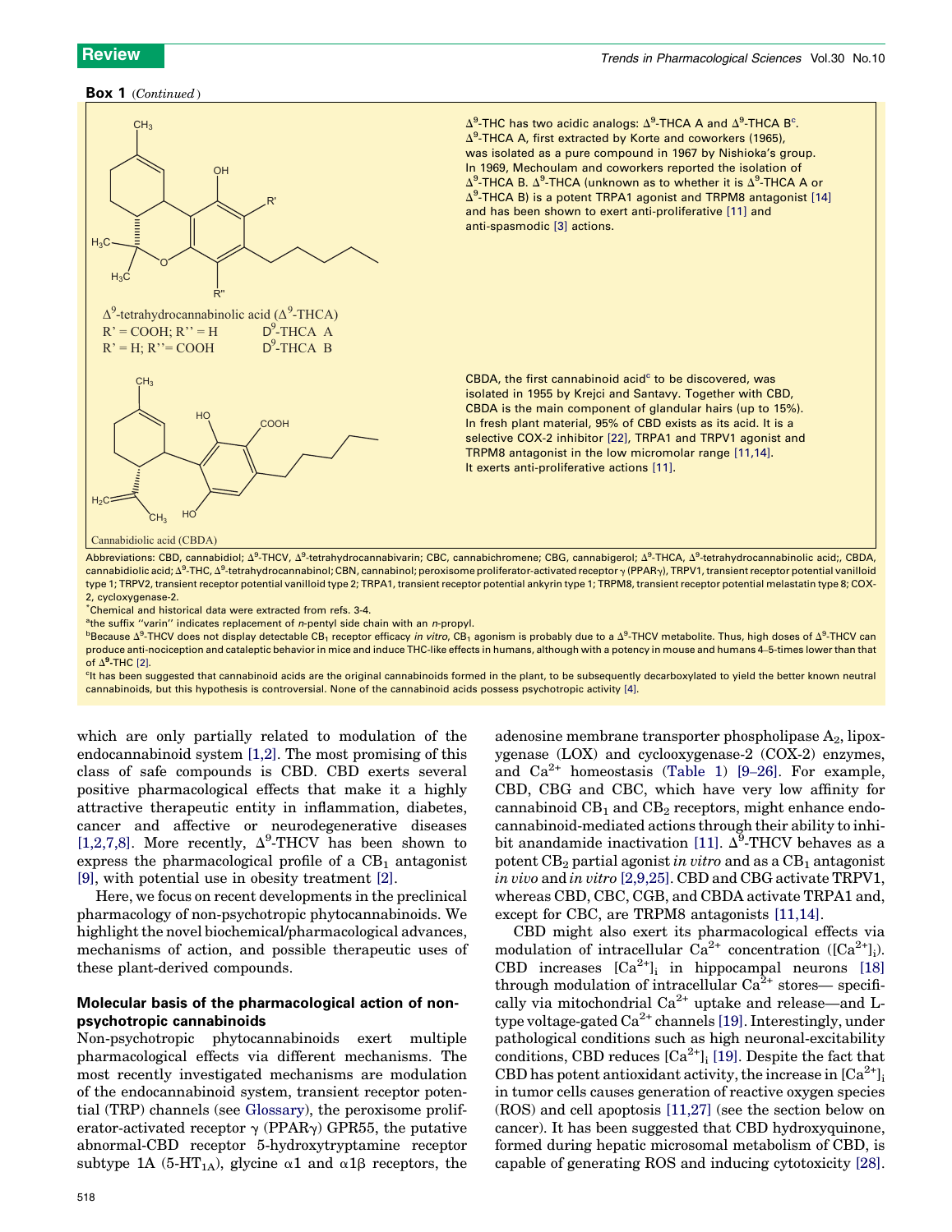**Box 1** (*Continued*)

$\Delta^9$-tetrahydrocannabinolic acid ($\Delta^9$-THCA)
R' = COOH; R'' = H  $D^9$-THCA A
R' = H; R''= COOH  $D^9$-THCA B

$\Delta^9$-THC has two acidic analogs: $\Delta^9$-THCA A and $\Delta^9$-THCA B[c]. $\Delta^9$-THCA A, first extracted by Korte and coworkers (1965), was isolated as a pure compound in 1967 by Nishioka's group. In 1969, Mechoulam and coworkers reported the isolation of $\Delta^9$-THCA B. $\Delta^9$-THCA (unknown as to whether it is $\Delta^9$-THCA A or $\Delta^9$-THCA B) is a potent TRPA1 agonist and TRPM8 antagonist [14] and has been shown to exert anti-proliferative [11] and anti-spasmodic [3] actions.

Cannabidiolic acid (CBDA)

CBDA, the first cannabinoid acid[c] to be discovered, was isolated in 1955 by Krejci and Santavy. Together with CBD, CBDA is the main component of glandular hairs (up to 15%). In fresh plant material, 95% of CBD exists as its acid. It is a selective COX-2 inhibitor [22], TRPA1 and TRPV1 agonist and TRPM8 antagonist in the low micromolar range [11,14]. It exerts anti-proliferative actions [11].

Abbreviations: CBD, cannabidiol; $\Delta^9$-THCV, $\Delta^9$-tetrahydrocannabivarin; CBC, cannabichromene; CBG, cannabigerol; $\Delta^9$-THCA, $\Delta^9$-tetrahydrocannabinolic acid;, CBDA, cannabidiolic acid; $\Delta^9$-THC, $\Delta^9$-tetrahydrocannabinol; CBN, cannabinol; peroxisome proliferator-activated receptor $\gamma$ (PPAR$\gamma$), TRPV1, transient receptor potential vanilloid type 1; TRPV2, transient receptor potential vanilloid type 2; TRPA1, transient receptor potential ankyrin type 1; TRPM8, transient receptor potential melastatin type 8; COX-2, cycloxygenase-2.

*Chemical and historical data were extracted from refs. 3-4.

[a]the suffix "varin" indicates replacement of *n*-pentyl side chain with an *n*-propyl.

[b]Because $\Delta^9$-THCV does not display detectable $CB_1$ receptor efficacy *in vitro*, $CB_1$ agonism is probably due to a $\Delta^9$-THCV metabolite. Thus, high doses of $\Delta^9$-THCV can produce anti-nociception and cataleptic behavior in mice and induce THC-like effects in humans, although with a potency in mouse and humans 4–5-times lower than that of **$\Delta^9$**-THC [2].

[c]It has been suggested that cannabinoid acids are the original cannabinoids formed in the plant, to be subsequently decarboxylated to yield the better known neutral cannabinoids, but this hypothesis is controversial. None of the cannabinoid acids possess psychotropic activity [4].

which are only partially related to modulation of the endocannabinoid system [1,2]. The most promising of this class of safe compounds is CBD. CBD exerts several positive pharmacological effects that make it a highly attractive therapeutic entity in inflammation, diabetes, cancer and affective or neurodegenerative diseases [1,2,7,8]. More recently, $\Delta^9$-THCV has been shown to express the pharmacological profile of a $CB_1$ antagonist [9], with potential use in obesity treatment [2].

Here, we focus on recent developments in the preclinical pharmacology of non-psychotropic phytocannabinoids. We highlight the novel biochemical/pharmacological advances, mechanisms of action, and possible therapeutic uses of these plant-derived compounds.

## Molecular basis of the pharmacological action of non-psychotropic cannabinoids

Non-psychotropic phytocannabinoids exert multiple pharmacological effects via different mechanisms. The most recently investigated mechanisms are modulation of the endocannabinoid system, transient receptor potential (TRP) channels (see Glossary), the peroxisome proliferator-activated receptor $\gamma$ (PPAR$\gamma$) GPR55, the putative abnormal-CBD receptor 5-hydroxytryptamine receptor subtype 1A (5-$HT_{1A}$), glycine $\alpha1$ and $\alpha1\beta$ receptors, the adenosine membrane transporter phospholipase $A_2$, lipoxygenase (LOX) and cyclooxygenase-2 (COX-2) enzymes, and $Ca^{2+}$ homeostasis (Table 1) [9–26]. For example, CBD, CBG and CBC, which have very low affinity for cannabinoid $CB_1$ and $CB_2$ receptors, might enhance endocannabinoid-mediated actions through their ability to inhibit anandamide inactivation [11]. $\Delta^9$-THCV behaves as a potent $CB_2$ partial agonist *in vitro* and as a $CB_1$ antagonist *in vivo* and *in vitro* [2,9,25]. CBD and CBG activate TRPV1, whereas CBD, CBC, CGB, and CBDA activate TRPA1 and, except for CBC, are TRPM8 antagonists [11,14].

CBD might also exert its pharmacological effects via modulation of intracellular $Ca^{2+}$ concentration ($[Ca^{2+}]_i$). CBD increases $[Ca^{2+}]_i$ in hippocampal neurons [18] through modulation of intracellular $Ca^{2+}$ stores— specifically via mitochondrial $Ca^{2+}$ uptake and release—and L-type voltage-gated $Ca^{2+}$ channels [19]. Interestingly, under pathological conditions such as high neuronal-excitability conditions, CBD reduces $[Ca^{2+}]_i$ [19]. Despite the fact that CBD has potent antioxidant activity, the increase in $[Ca^{2+}]_i$ in tumor cells causes generation of reactive oxygen species (ROS) and cell apoptosis [11,27] (see the section below on cancer). It has been suggested that CBD hydroxyquinone, formed during hepatic microsomal metabolism of CBD, is capable of generating ROS and inducing cytotoxicity [28].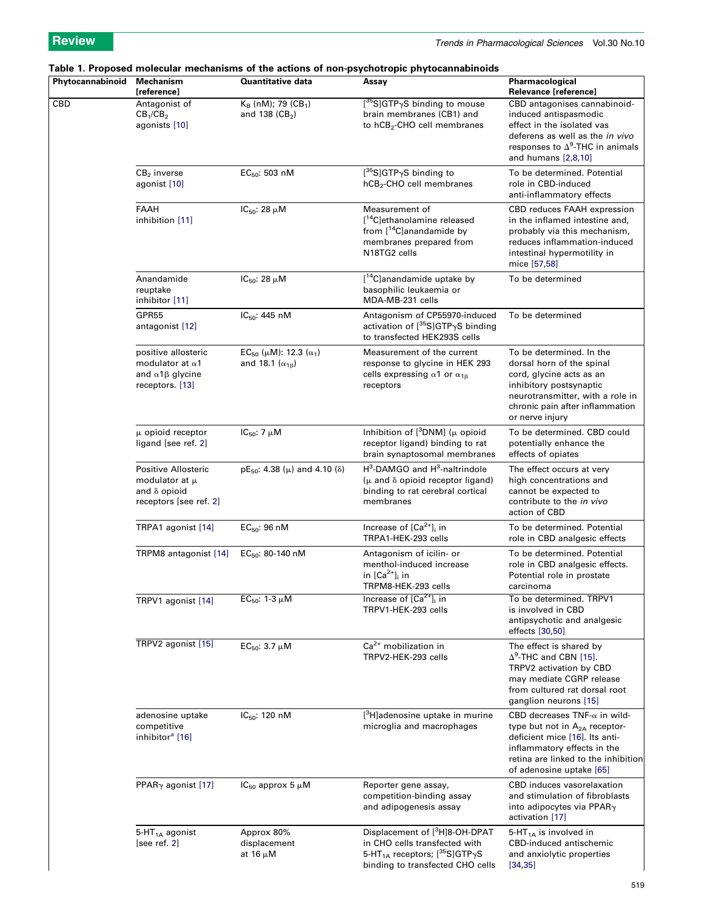**Table 1. Proposed molecular mechanisms of the actions of non-psychotropic phytocannabinoids**

| Phytocannabinoid | Mechanism [reference] | Quantitative data | Assay | Pharmacological Relevance [reference] |
|---|---|---|---|---|
| CBD | Antagonist of $CB_1$/$CB_2$ agonists [10] | $K_B$ (nM); 79 ($CB_1$) and 138 ($CB_2$) | [$^{35}$S]GTPγS binding to mouse brain membranes (CB1) and to h$CB_2$-CHO cell membranes | CBD antagonises cannabinoid-induced antispasmodic effect in the isolated vas deferens as well as the *in vivo* responses to $\Delta^9$-THC in animals and humans [2,8,10] |
| | $CB_2$ inverse agonist [10] | $EC_{50}$: 503 nM | [$^{35}$S]GTPγS binding to h$CB_2$-CHO cell membranes | To be determined. Potential role in CBD-induced anti-inflammatory effects |
| | FAAH inhibition [11] | $IC_{50}$: 28 μM | Measurement of [$^{14}$C]ethanolamine released from [$^{14}$C]anandamide by membranes prepared from N18TG2 cells | CBD reduces FAAH expression in the inflamed intestine and, probably via this mechanism, reduces inflammation-induced intestinal hypermotility in mice [57,58] |
| | Anandamide reuptake inhibitor [11] | $IC_{50}$: 28 μM | [$^{14}$C]anandamide uptake by basophilic leukaemia or MDA-MB-231 cells | To be determined |
| | GPR55 antagonist [12] | $IC_{50}$: 445 nM | Antagonism of CP55970-induced activation of [$^{35}$S]GTPγS binding to transfected HEK293S cells | To be determined |
| | positive allosteric modulator at α1 and α1β glycine receptors. [13] | $EC_{50}$ (μM): 12.3 ($\alpha_1$) and 18.1 ($\alpha_{1\beta}$) | Measurement of the current response to glycine in HEK 293 cells expressing α1 or $\alpha_{1\beta}$ receptors | To be determined. In the dorsal horn of the spinal cord, glycine acts as an inhibitory postsynaptic neurotransmitter, with a role in chronic pain after inflammation or nerve injury |
| | μ opioid receptor ligand [see ref. 2] | $IC_{50}$: 7 μM | Inhibition of [$^3$DNM] (μ opioid receptor ligand) binding to rat brain synaptosomal membranes | To be determined. CBD could potentially enhance the effects of opiates |
| | Positive Allosteric modulator at μ and δ opioid receptors [see ref. 2] | $pE_{50}$: 4.38 (μ) and 4.10 (δ) | $H^3$-DAMGO and $H^3$-naltrindole (μ and δ opioid receptor ligand) binding to rat cerebral cortical membranes | The effect occurs at very high concentrations and cannot be expected to contribute to the *in vivo* action of CBD |
| | TRPA1 agonist [14] | $EC_{50}$: 96 nM | Increase of $[Ca^{2+}]_i$ in TRPA1-HEK-293 cells | To be determined. Potential role in CBD analgesic effects |
| | TRPM8 antagonist [14] | $EC_{50}$: 80-140 nM | Antagonism of icilin- or menthol-induced increase in $[Ca^{2+}]_i$ in TRPM8-HEK-293 cells | To be determined. Potential role in CBD analgesic effects. Potential role in prostate carcinoma |
| | TRPV1 agonist [14] | $EC_{50}$: 1-3 μM | Increase of $[Ca^{2+}]_i$ in TRPV1-HEK-293 cells | To be determined. TRPV1 is involved in CBD antipsychotic and analgesic effects [30,50] |
| | TRPV2 agonist [15] | $EC_{50}$: 3.7 μM | $Ca^{2+}$ mobilization in TRPV2-HEK-293 cells | The effect is shared by $\Delta^9$-THC and CBN [15]. TRPV2 activation by CBD may mediate CGRP release from cultured rat dorsal root ganglion neurons [15] |
| | adenosine uptake competitive inhibitor[a] [16] | $IC_{50}$: 120 nM | [$^3$H]adenosine uptake in murine microglia and macrophages | CBD decreases TNF-α in wild-type but not in $A_{2A}$ receptor-deficient mice [16]. Its anti-inflammatory effects in the retina are linked to the inhibition of adenosine uptake [65] |
| | PPARγ agonist [17] | $IC_{50}$ approx 5 μM | Reporter gene assay, competition-binding assay and adipogenesis assay | CBD induces vasorelaxation and stimulation of fibroblasts into adipocytes via PPARγ activation [17] |
| | 5-$HT_{1A}$ agonist [see ref. 2] | Approx 80% displacement at 16 μM | Displacement of [$^3$H]8-OH-DPAT in CHO cells transfected with 5-$HT_{1A}$ receptors; [$^{35}$S]GTPγS binding to transfected CHO cells | 5-$HT_{1A}$ is involved in CBD-induced antischemic and anxiolytic properties [34,35] |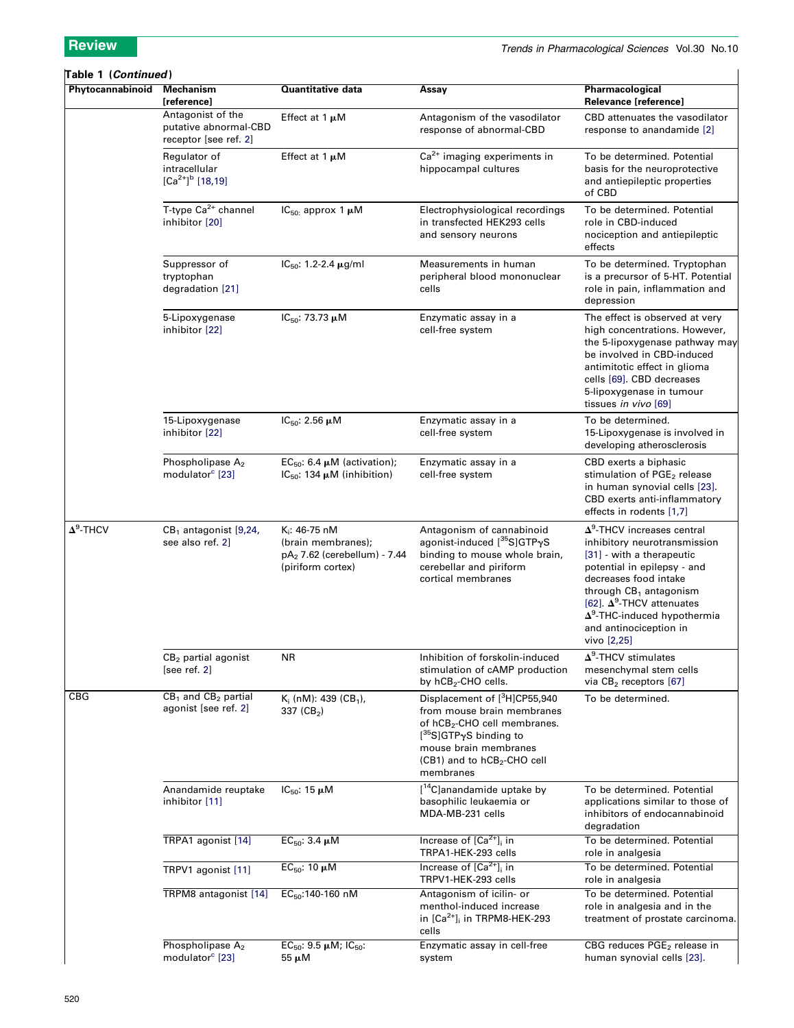**Table 1 (*Continued*)**

| Phytocannabinoid | Mechanism [reference] | Quantitative data | Assay | Pharmacological Relevance [reference] |
|---|---|---|---|---|
| | Antagonist of the putative abnormal-CBD receptor [see ref. 2] | Effect at 1 μM | Antagonism of the vasodilator response of abnormal-CBD | CBD attenuates the vasodilator response to anandamide [2] |
| | Regulator of intracellular $[Ca^{2+}]$[b] [18,19] | Effect at 1 μM | $Ca^{2+}$ imaging experiments in hippocampal cultures | To be determined. Potential basis for the neuroprotective and antiepileptic properties of CBD |
| | T-type $Ca^{2+}$ channel inhibitor [20] | $IC_{50}$: approx 1 μM | Electrophysiological recordings in transfected HEK293 cells and sensory neurons | To be determined. Potential role in CBD-induced nociception and antiepileptic effects |
| | Suppressor of tryptophan degradation [21] | $IC_{50}$: 1.2-2.4 μg/ml | Measurements in human peripheral blood mononuclear cells | To be determined. Tryptophan is a precursor of 5-HT. Potential role in pain, inflammation and depression |
| | 5-Lipoxygenase inhibitor [22] | $IC_{50}$: 73.73 μM | Enzymatic assay in a cell-free system | The effect is observed at very high concentrations. However, the 5-lipoxygenase pathway may be involved in CBD-induced antimitotic effect in glioma cells [69]. CBD decreases 5-lipoxygenase in tumour tissues *in vivo* [69] |
| | 15-Lipoxygenase inhibitor [22] | $IC_{50}$: 2.56 μM | Enzymatic assay in a cell-free system | To be determined. 15-Lipoxygenase is involved in developing atherosclerosis |
| | Phospholipase $A_2$ modulator[c] [23] | $EC_{50}$: 6.4 μM (activation); $IC_{50}$: 134 μM (inhibition) | Enzymatic assay in a cell-free system | CBD exerts a biphasic stimulation of $PGE_2$ release in human synovial cells [23]. CBD exerts anti-inflammatory effects in rodents [1,7] |
| $\Delta^9$-THCV | $CB_1$ antagonist [9,24, see also ref. 2] | $K_i$: 46-75 nM (brain membranes); $pA_2$ 7.62 (cerebellum) - 7.44 (piriform cortex) | Antagonism of cannabinoid agonist-induced $[^{35}S]GTP\gamma S$ binding to mouse whole brain, cerebellar and piriform cortical membranes | $\Delta^9$-THCV increases central inhibitory neurotransmission [31] - with a therapeutic potential in epilepsy - and decreases food intake through $CB_1$ antagonism [62]. $\Delta^9$-THCV attenuates $\Delta^9$-THC-induced hypothermia and antinociception in vivo [2,25] |
| | $CB_2$ partial agonist [see ref. 2] | NR | Inhibition of forskolin-induced stimulation of cAMP production by $hCB_2$-CHO cells. | $\Delta^9$-THCV stimulates mesenchymal stem cells via $CB_2$ receptors [67] |
| CBG | $CB_1$ and $CB_2$ partial agonist [see ref. 2] | $K_i$ (nM): 439 ($CB_1$), 337 ($CB_2$) | Displacement of $[^3H]CP55,940$ from mouse brain membranes and of $hCB_2$-CHO cell membranes. $[^{35}S]GTP\gamma S$ binding to mouse brain membranes (CB1) and to $hCB_2$-CHO cell membranes | To be determined. |
| | Anandamide reuptake inhibitor [11] | $IC_{50}$: 15 μM | $[^{14}C]$anandamide uptake by basophilic leukaemia or MDA-MB-231 cells | To be determined. Potential applications similar to those of inhibitors of endocannabinoid degradation |
| | TRPA1 agonist [14] | $EC_{50}$: 3.4 μM | Increase of $[Ca^{2+}]_i$ in TRPA1-HEK-293 cells | To be determined. Potential role in analgesia |
| | TRPV1 agonist [11] | $EC_{50}$: 10 μM | Increase of $[Ca^{2+}]_i$ in TRPV1-HEK-293 cells | To be determined. Potential role in analgesia |
| | TRPM8 antagonist [14] | $EC_{50}$:140-160 nM | Antagonism of icilin- or menthol-induced increase in $[Ca^{2+}]_i$ in TRPM8-HEK-293 cells | To be determined. Potential role in analgesia and in the treatment of prostate carcinoma. |
| | Phospholipase $A_2$ modulator[c] [23] | $EC_{50}$: 9.5 μM; $IC_{50}$: 55 μM | Enzymatic assay in cell-free system | CBG reduces $PGE_2$ release in human synovial cells [23]. |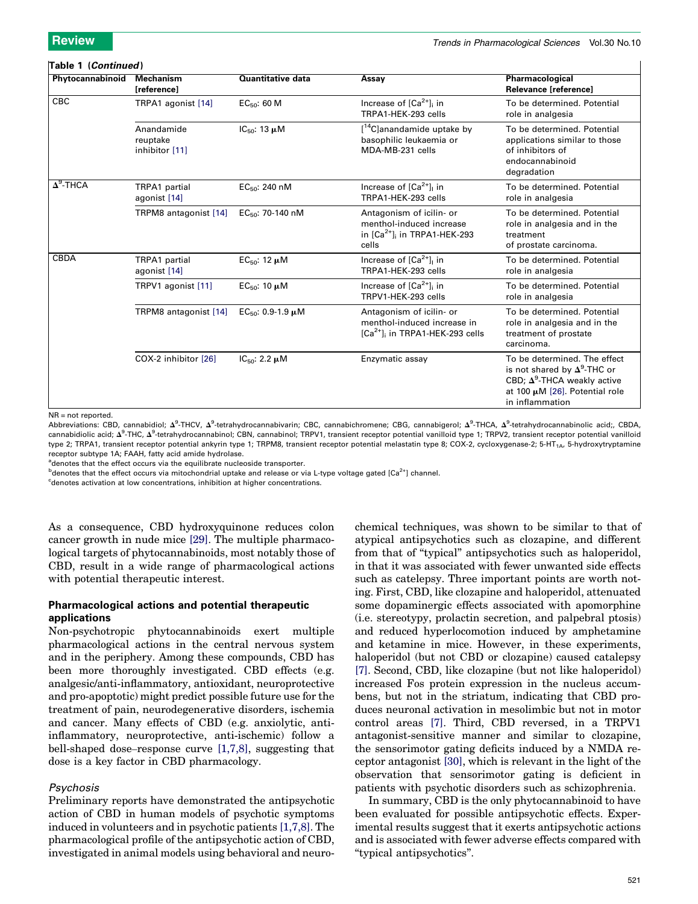**Table 1 (*Continued*)**

| Phytocannabinoid | Mechanism [reference] | Quantitative data | Assay | Pharmacological Relevance [reference] |
|---|---|---|---|---|
| CBC | TRPA1 agonist [14] | $EC_{50}$: 60 M | Increase of $[Ca^{2+}]_i$ in TRPA1-HEK-293 cells | To be determined. Potential role in analgesia |
| | Anandamide reuptake inhibitor [11] | $IC_{50}$: 13 μM | [$^{14}$C]anandamide uptake by basophilic leukaemia or MDA-MB-231 cells | To be determined. Potential applications similar to those of inhibitors of endocannabinoid degradation |
| $\Delta^9$-THCA | TRPA1 partial agonist [14] | $EC_{50}$: 240 nM | Increase of $[Ca^{2+}]_i$ in TRPA1-HEK-293 cells | To be determined. Potential role in analgesia |
| | TRPM8 antagonist [14] | $EC_{50}$: 70-140 nM | Antagonism of icilin- or menthol-induced increase in $[Ca^{2+}]_i$ in TRPA1-HEK-293 cells | To be determined. Potential role in analgesia and in the treatment of prostate carcinoma. |
| CBDA | TRPA1 partial agonist [14] | $EC_{50}$: 12 μM | Increase of $[Ca^{2+}]_i$ in TRPA1-HEK-293 cells | To be determined. Potential role in analgesia |
| | TRPV1 agonist [11] | $EC_{50}$: 10 μM | Increase of $[Ca^{2+}]_i$ in TRPV1-HEK-293 cells | To be determined. Potential role in analgesia |
| | TRPM8 antagonist [14] | $EC_{50}$: 0.9-1.9 μM | Antagonism of icilin- or menthol-induced increase in $[Ca^{2+}]_i$ in TRPA1-HEK-293 cells | To be determined. Potential role in analgesia and in the treatment of prostate carcinoma. |
| | COX-2 inhibitor [26] | $IC_{50}$: 2.2 μM | Enzymatic assay | To be determined. The effect is not shared by $\Delta^9$-THC or CBD; $\Delta^9$-THCA weakly active at 100 μM [26]. Potential role in inflammation |

NR = not reported.

Abbreviations: CBD, cannabidiol; $\Delta^9$-THCV, $\Delta^9$-tetrahydrocannabivarin; CBC, cannabichromene; CBG, cannabigerol; $\Delta^9$-THCA, $\Delta^9$-tetrahydrocannabinolic acid;, CBDA, cannabidiolic acid; $\Delta^9$-THC, $\Delta^9$-tetrahydrocannabinol; CBN, cannabinol; TRPV1, transient receptor potential vanilloid type 1; TRPV2, transient receptor potential vanilloid type 2; TRPA1, transient receptor potential ankyrin type 1; TRPM8, transient receptor potential melastatin type 8; COX-2, cycloxygenase-2; 5-$HT_{1A}$, 5-hydroxytryptamine receptor subtype 1A; FAAH, fatty acid amide hydrolase.

[a]denotes that the effect occurs via the equilibrate nucleoside transporter.

[b]denotes that the effect occurs via mitochondrial uptake and release or via L-type voltage gated $[Ca^{2+}]$ channel.

[c]denotes activation at low concentrations, inhibition at higher concentrations.

As a consequence, CBD hydroxyquinone reduces colon cancer growth in nude mice [29]. The multiple pharmacological targets of phytocannabinoids, most notably those of CBD, result in a wide range of pharmacological actions with potential therapeutic interest.

## Pharmacological actions and potential therapeutic applications

Non-psychotropic phytocannabinoids exert multiple pharmacological actions in the central nervous system and in the periphery. Among these compounds, CBD has been more thoroughly investigated. CBD effects (e.g. analgesic/anti-inflammatory, antioxidant, neuroprotective and pro-apoptotic) might predict possible future use for the treatment of pain, neurodegenerative disorders, ischemia and cancer. Many effects of CBD (e.g. anxiolytic, anti-inflammatory, neuroprotective, anti-ischemic) follow a bell-shaped dose–response curve [1,7,8], suggesting that dose is a key factor in CBD pharmacology.

### *Psychosis*

Preliminary reports have demonstrated the antipsychotic action of CBD in human models of psychotic symptoms induced in volunteers and in psychotic patients [1,7,8]. The pharmacological profile of the antipsychotic action of CBD, investigated in animal models using behavioral and neurochemical techniques, was shown to be similar to that of atypical antipsychotics such as clozapine, and different from that of "typical" antipsychotics such as haloperidol, in that it was associated with fewer unwanted side effects such as catelepsy. Three important points are worth noting. First, CBD, like clozapine and haloperidol, attenuated some dopaminergic effects associated with apomorphine (i.e. stereotypy, prolactin secretion, and palpebral ptosis) and reduced hyperlocomotion induced by amphetamine and ketamine in mice. However, in these experiments, haloperidol (but not CBD or clozapine) caused catalepsy [7]. Second, CBD, like clozapine (but not like haloperidol) increased Fos protein expression in the nucleus accumbens, but not in the striatum, indicating that CBD produces neuronal activation in mesolimbic but not in motor control areas [7]. Third, CBD reversed, in a TRPV1 antagonist-sensitive manner and similar to clozapine, the sensorimotor gating deficits induced by a NMDA receptor antagonist [30], which is relevant in the light of the observation that sensorimotor gating is deficient in patients with psychotic disorders such as schizophrenia.

In summary, CBD is the only phytocannabinoid to have been evaluated for possible antipsychotic effects. Experimental results suggest that it exerts antipsychotic actions and is associated with fewer adverse effects compared with "typical antipsychotics".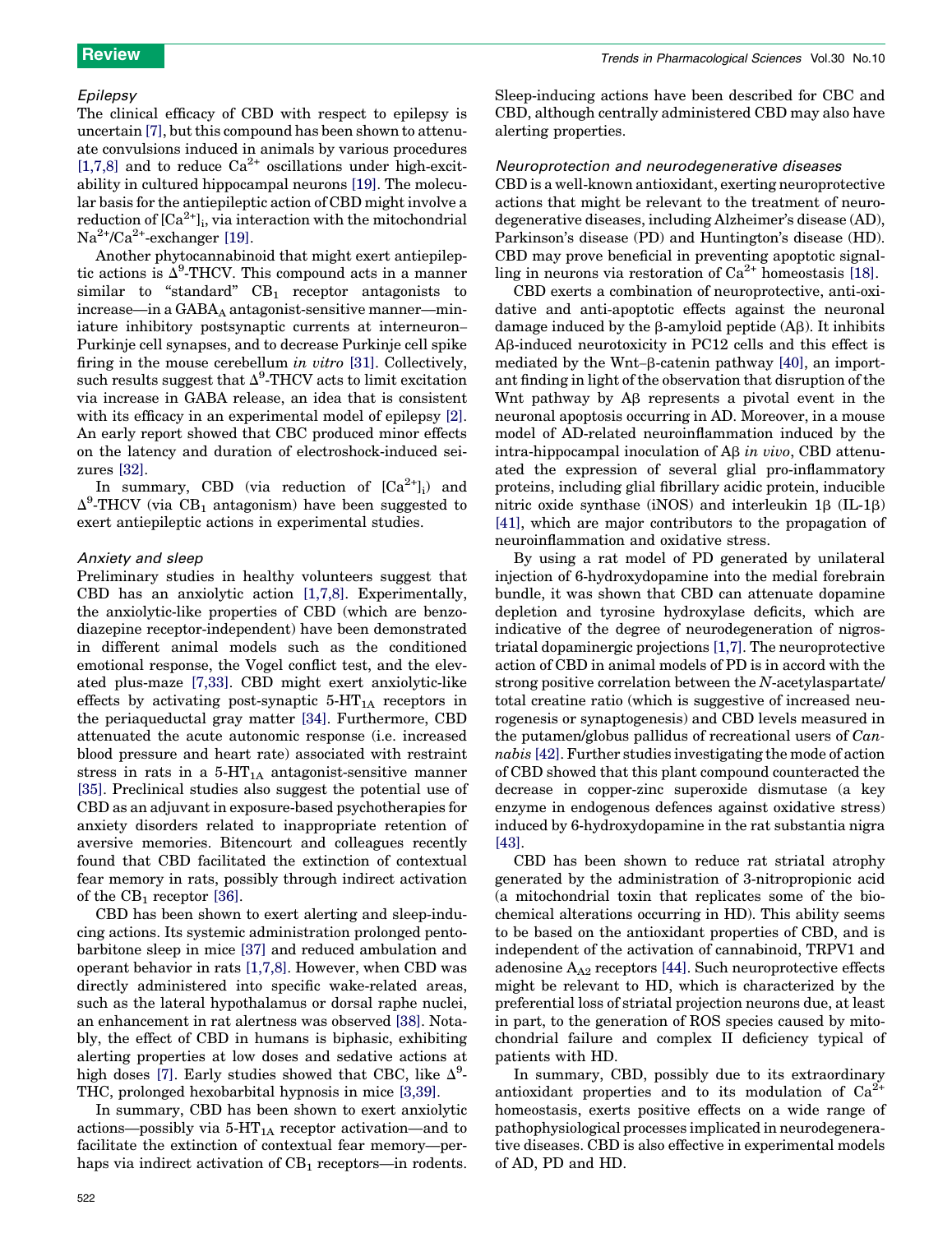### Epilepsy

The clinical efficacy of CBD with respect to epilepsy is uncertain [7], but this compound has been shown to attenuate convulsions induced in animals by various procedures [1,7,8] and to reduce $Ca^{2+}$ oscillations under high-excitability in cultured hippocampal neurons [19]. The molecular basis for the antiepileptic action of CBD might involve a reduction of $[Ca^{2+}]_i$, via interaction with the mitochondrial $Na^{2+}/Ca^{2+}$-exchanger [19].

Another phytocannabinoid that might exert antiepileptic actions is $\Delta^9$-THCV. This compound acts in a manner similar to "standard" $CB_1$ receptor antagonists to increase—in a $GABA_A$ antagonist-sensitive manner—miniature inhibitory postsynaptic currents at interneuron–Purkinje cell synapses, and to decrease Purkinje cell spike firing in the mouse cerebellum *in vitro* [31]. Collectively, such results suggest that $\Delta^9$-THCV acts to limit excitation via increase in GABA release, an idea that is consistent with its efficacy in an experimental model of epilepsy [2]. An early report showed that CBC produced minor effects on the latency and duration of electroshock-induced seizures [32].

In summary, CBD (via reduction of $[Ca^{2+}]_i$) and $\Delta^9$-THCV (via $CB_1$ antagonism) have been suggested to exert antiepileptic actions in experimental studies.

### Anxiety and sleep

Preliminary studies in healthy volunteers suggest that CBD has an anxiolytic action [1,7,8]. Experimentally, the anxiolytic-like properties of CBD (which are benzodiazepine receptor-independent) have been demonstrated in different animal models such as the conditioned emotional response, the Vogel conflict test, and the elevated plus-maze [7,33]. CBD might exert anxiolytic-like effects by activating post-synaptic $5\text{-}HT_{1A}$ receptors in the periaqueductal gray matter [34]. Furthermore, CBD attenuated the acute autonomic response (i.e. increased blood pressure and heart rate) associated with restraint stress in rats in a $5\text{-}HT_{1A}$ antagonist-sensitive manner [35]. Preclinical studies also suggest the potential use of CBD as an adjuvant in exposure-based psychotherapies for anxiety disorders related to inappropriate retention of aversive memories. Bitencourt and colleagues recently found that CBD facilitated the extinction of contextual fear memory in rats, possibly through indirect activation of the $CB_1$ receptor [36].

CBD has been shown to exert alerting and sleep-inducing actions. Its systemic administration prolonged pentobarbitone sleep in mice [37] and reduced ambulation and operant behavior in rats [1,7,8]. However, when CBD was directly administered into specific wake-related areas, such as the lateral hypothalamus or dorsal raphe nuclei, an enhancement in rat alertness was observed [38]. Notably, the effect of CBD in humans is biphasic, exhibiting alerting properties at low doses and sedative actions at high doses [7]. Early studies showed that CBC, like $\Delta^9$-THC, prolonged hexobarbital hypnosis in mice [3,39].

In summary, CBD has been shown to exert anxiolytic actions—possibly via $5\text{-}HT_{1A}$ receptor activation—and to facilitate the extinction of contextual fear memory—perhaps via indirect activation of $CB_1$ receptors—in rodents. Sleep-inducing actions have been described for CBC and CBD, although centrally administered CBD may also have alerting properties.

### Neuroprotection and neurodegenerative diseases

CBD is a well-known antioxidant, exerting neuroprotective actions that might be relevant to the treatment of neurodegenerative diseases, including Alzheimer's disease (AD), Parkinson's disease (PD) and Huntington's disease (HD). CBD may prove beneficial in preventing apoptotic signalling in neurons via restoration of $Ca^{2+}$ homeostasis [18].

CBD exerts a combination of neuroprotective, anti-oxidative and anti-apoptotic effects against the neuronal damage induced by the β-amyloid peptide (Aβ). It inhibits Aβ-induced neurotoxicity in PC12 cells and this effect is mediated by the Wnt–β-catenin pathway [40], an important finding in light of the observation that disruption of the Wnt pathway by Aβ represents a pivotal event in the neuronal apoptosis occurring in AD. Moreover, in a mouse model of AD-related neuroinflammation induced by the intra-hippocampal inoculation of Aβ *in vivo*, CBD attenuated the expression of several glial pro-inflammatory proteins, including glial fibrillary acidic protein, inducible nitric oxide synthase (iNOS) and interleukin 1β (IL-1β) [41], which are major contributors to the propagation of neuroinflammation and oxidative stress.

By using a rat model of PD generated by unilateral injection of 6-hydroxydopamine into the medial forebrain bundle, it was shown that CBD can attenuate dopamine depletion and tyrosine hydroxylase deficits, which are indicative of the degree of neurodegeneration of nigrostriatal dopaminergic projections [1,7]. The neuroprotective action of CBD in animal models of PD is in accord with the strong positive correlation between the *N*-acetylaspartate/total creatine ratio (which is suggestive of increased neurogenesis or synaptogenesis) and CBD levels measured in the putamen/globus pallidus of recreational users of *Cannabis* [42]. Further studies investigating the mode of action of CBD showed that this plant compound counteracted the decrease in copper-zinc superoxide dismutase (a key enzyme in endogenous defences against oxidative stress) induced by 6-hydroxydopamine in the rat substantia nigra [43].

CBD has been shown to reduce rat striatal atrophy generated by the administration of 3-nitropropionic acid (a mitochondrial toxin that replicates some of the biochemical alterations occurring in HD). This ability seems to be based on the antioxidant properties of CBD, and is independent of the activation of cannabinoid, TRPV1 and adenosine $A_{A2}$ receptors [44]. Such neuroprotective effects might be relevant to HD, which is characterized by the preferential loss of striatal projection neurons due, at least in part, to the generation of ROS species caused by mitochondrial failure and complex II deficiency typical of patients with HD.

In summary, CBD, possibly due to its extraordinary antioxidant properties and to its modulation of $Ca^{2+}$ homeostasis, exerts positive effects on a wide range of pathophysiological processes implicated in neurodegenerative diseases. CBD is also effective in experimental models of AD, PD and HD.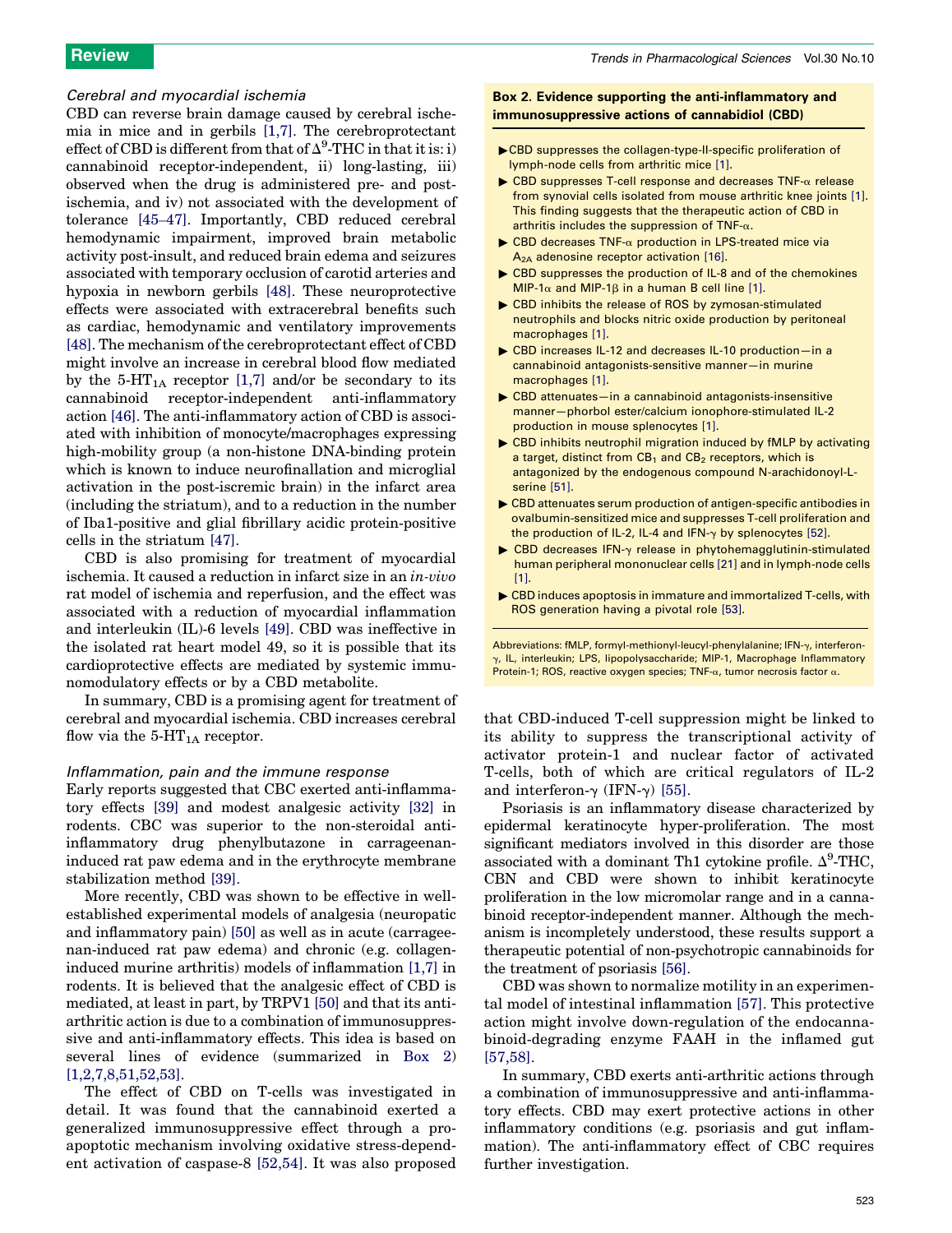### Cerebral and myocardial ischemia

CBD can reverse brain damage caused by cerebral ischemia in mice and in gerbils [1,7]. The cerebroprotectant effect of CBD is different from that of $\Delta^9$-THC in that it is: i) cannabinoid receptor-independent, ii) long-lasting, iii) observed when the drug is administered pre- and post-ischemia, and iv) not associated with the development of tolerance [45–47]. Importantly, CBD reduced cerebral hemodynamic impairment, improved brain metabolic activity post-insult, and reduced brain edema and seizures associated with temporary occlusion of carotid arteries and hypoxia in newborn gerbils [48]. These neuroprotective effects were associated with extracerebral benefits such as cardiac, hemodynamic and ventilatory improvements [48]. The mechanism of the cerebroprotectant effect of CBD might involve an increase in cerebral blood flow mediated by the 5-$HT_{1A}$ receptor [1,7] and/or be secondary to its cannabinoid receptor-independent anti-inflammatory action [46]. The anti-inflammatory action of CBD is associated with inhibition of monocyte/macrophages expressing high-mobility group (a non-histone DNA-binding protein which is known to induce neurofinallation and microglial activation in the post-iscremic brain) in the infarct area (including the striatum), and to a reduction in the number of Iba1-positive and glial fibrillary acidic protein-positive cells in the striatum [47].

CBD is also promising for treatment of myocardial ischemia. It caused a reduction in infarct size in an *in-vivo* rat model of ischemia and reperfusion, and the effect was associated with a reduction of myocardial inflammation and interleukin (IL)-6 levels [49]. CBD was ineffective in the isolated rat heart model 49, so it is possible that its cardioprotective effects are mediated by systemic immunomodulatory effects or by a CBD metabolite.

In summary, CBD is a promising agent for treatment of cerebral and myocardial ischemia. CBD increases cerebral flow via the 5-$HT_{1A}$ receptor.

### Inflammation, pain and the immune response

Early reports suggested that CBC exerted anti-inflammatory effects [39] and modest analgesic activity [32] in rodents. CBC was superior to the non-steroidal anti-inflammatory drug phenylbutazone in carrageenan-induced rat paw edema and in the erythrocyte membrane stabilization method [39].

More recently, CBD was shown to be effective in well-established experimental models of analgesia (neuropatic and inflammatory pain) [50] as well as in acute (carrageenan-induced rat paw edema) and chronic (e.g. collagen-induced murine arthritis) models of inflammation [1,7] in rodents. It is believed that the analgesic effect of CBD is mediated, at least in part, by TRPV1 [50] and that its anti-arthritic action is due to a combination of immunosuppressive and anti-inflammatory effects. This idea is based on several lines of evidence (summarized in Box 2) [1,2,7,8,51,52,53].

The effect of CBD on T-cells was investigated in detail. It was found that the cannabinoid exerted a generalized immunosuppressive effect through a pro-apoptotic mechanism involving oxidative stress-dependent activation of caspase-8 [52,54]. It was also proposed that CBD-induced T-cell suppression might be linked to its ability to suppress the transcriptional activity of activator protein-1 and nuclear factor of activated T-cells, both of which are critical regulators of IL-2 and interferon-γ (IFN-γ) [55].

Psoriasis is an inflammatory disease characterized by epidermal keratinocyte hyper-proliferation. The most significant mediators involved in this disorder are those associated with a dominant Th1 cytokine profile. $\Delta^9$-THC, CBN and CBD were shown to inhibit keratinocyte proliferation in the low micromolar range and in a cannabinoid receptor-independent manner. Although the mechanism is incompletely understood, these results support a therapeutic potential of non-psychotropic cannabinoids for the treatment of psoriasis [56].

CBD was shown to normalize motility in an experimental model of intestinal inflammation [57]. This protective action might involve down-regulation of the endocannabinoid-degrading enzyme FAAH in the inflamed gut [57,58].

In summary, CBD exerts anti-arthritic actions through a combination of immunosuppressive and anti-inflammatory effects. CBD may exert protective actions in other inflammatory conditions (e.g. psoriasis and gut inflammation). The anti-inflammatory effect of CBC requires further investigation.

**Box 2. Evidence supporting the anti-inflammatory and immunosuppressive actions of cannabidiol (CBD)**

- CBD suppresses the collagen-type-II-specific proliferation of lymph-node cells from arthritic mice [1].
- CBD suppresses T-cell response and decreases TNF-α release from synovial cells isolated from mouse arthritic knee joints [1]. This finding suggests that the therapeutic action of CBD in arthritis includes the suppression of TNF-α.
- CBD decreases TNF-α production in LPS-treated mice via $A_{2A}$ adenosine receptor activation [16].
- CBD suppresses the production of IL-8 and of the chemokines MIP-1α and MIP-1β in a human B cell line [1].
- CBD inhibits the release of ROS by zymosan-stimulated neutrophils and blocks nitric oxide production by peritoneal macrophages [1].
- CBD increases IL-12 and decreases IL-10 production—in a cannabinoid antagonists-sensitive manner—in murine macrophages [1].
- CBD attenuates—in a cannabinoid antagonists-insensitive manner—phorbol ester/calcium ionophore-stimulated IL-2 production in mouse splenocytes [1].
- CBD inhibits neutrophil migration induced by fMLP by activating a target, distinct from $CB_1$ and $CB_2$ receptors, which is antagonized by the endogenous compound N-arachidonoyl-L-serine [51].
- CBD attenuates serum production of antigen-specific antibodies in ovalbumin-sensitized mice and suppresses T-cell proliferation and the production of IL-2, IL-4 and IFN-γ by splenocytes [52].
- CBD decreases IFN-γ release in phytohemagglutinin-stimulated human peripheral mononuclear cells [21] and in lymph-node cells [1].
- CBD induces apoptosis in immature and immortalized T-cells, with ROS generation having a pivotal role [53].

Abbreviations: fMLP, formyl-methionyl-leucyl-phenylalanine; IFN-γ, interferon-γ, IL, interleukin; LPS, lipopolysaccharide; MIP-1, Macrophage Inflammatory Protein-1; ROS, reactive oxygen species; TNF-α, tumor necrosis factor α.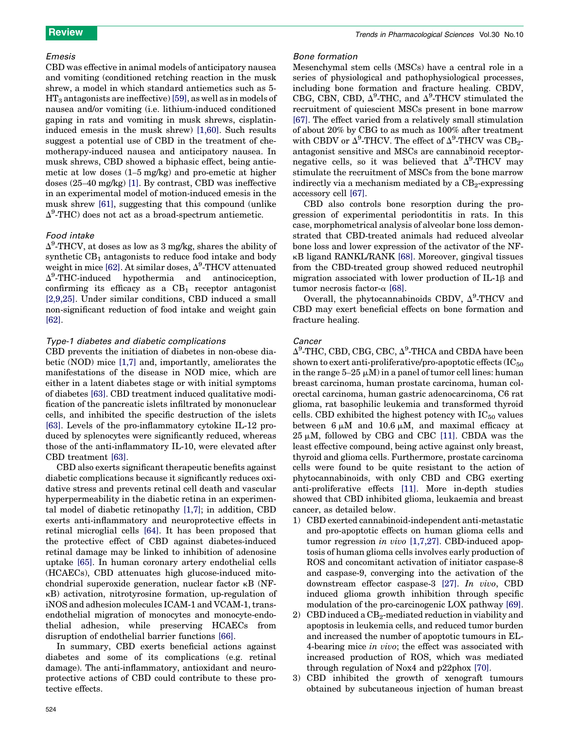### Emesis

CBD was effective in animal models of anticipatory nausea and vomiting (conditioned retching reaction in the musk shrew, a model in which standard antiemetics such as 5-$HT_3$ antagonists are ineffective) [59], as well as in models of nausea and/or vomiting (i.e. lithium-induced conditioned gaping in rats and vomiting in musk shrews, cisplatin-induced emesis in the musk shrew) [1,60]. Such results suggest a potential use of CBD in the treatment of chemotherapy-induced nausea and anticipatory nausea. In musk shrews, CBD showed a biphasic effect, being antiemetic at low doses (1–5 mg/kg) and pro-emetic at higher doses (25–40 mg/kg) [1]. By contrast, CBD was ineffective in an experimental model of motion-induced emesis in the musk shrew [61], suggesting that this compound (unlike $\Delta^9$-THC) does not act as a broad-spectrum antiemetic.

### Food intake

$\Delta^9$-THCV, at doses as low as 3 mg/kg, shares the ability of synthetic $CB_1$ antagonists to reduce food intake and body weight in mice [62]. At similar doses, $\Delta^9$-THCV attenuated $\Delta^9$-THC-induced hypothermia and antinociception, confirming its efficacy as a $CB_1$ receptor antagonist [2,9,25]. Under similar conditions, CBD induced a small non-significant reduction of food intake and weight gain [62].

### Type-1 diabetes and diabetic complications

CBD prevents the initiation of diabetes in non-obese diabetic (NOD) mice [1,7] and, importantly, ameliorates the manifestations of the disease in NOD mice, which are either in a latent diabetes stage or with initial symptoms of diabetes [63]. CBD treatment induced qualitative modification of the pancreatic islets infiltrated by mononuclear cells, and inhibited the specific destruction of the islets [63]. Levels of the pro-inflammatory cytokine IL-12 produced by splenocytes were significantly reduced, whereas those of the anti-inflammatory IL-10, were elevated after CBD treatment [63].

CBD also exerts significant therapeutic benefits against diabetic complications because it significantly reduces oxidative stress and prevents retinal cell death and vascular hyperpermeability in the diabetic retina in an experimental model of diabetic retinopathy [1,7]; in addition, CBD exerts anti-inflammatory and neuroprotective effects in retinal microglial cells [64]. It has been proposed that the protective effect of CBD against diabetes-induced retinal damage may be linked to inhibition of adenosine uptake [65]. In human coronary artery endothelial cells (HCAECs), CBD attenuates high glucose-induced mitochondrial superoxide generation, nuclear factor κB (NF-κB) activation, nitrotyrosine formation, up-regulation of iNOS and adhesion molecules ICAM-1 and VCAM-1, transendothelial migration of monocytes and monocyte-endothelial adhesion, while preserving HCAECs from disruption of endothelial barrier functions [66].

In summary, CBD exerts beneficial actions against diabetes and some of its complications (e.g. retinal damage). The anti-inflammatory, antioxidant and neuroprotective actions of CBD could contribute to these protective effects.

### Bone formation

Mesenchymal stem cells (MSCs) have a central role in a series of physiological and pathophysiological processes, including bone formation and fracture healing. CBDV, CBG, CBN, CBD, $\Delta^9$-THC, and $\Delta^9$-THCV stimulated the recruitment of quiescent MSCs present in bone marrow [67]. The effect varied from a relatively small stimulation of about 20% by CBG to as much as 100% after treatment with CBDV or $\Delta^9$-THCV. The effect of $\Delta^9$-THCV was $CB_2$-antagonist sensitive and MSCs are cannabinoid receptor-negative cells, so it was believed that $\Delta^9$-THCV may stimulate the recruitment of MSCs from the bone marrow indirectly via a mechanism mediated by a $CB_2$-expressing accessory cell [67].

CBD also controls bone resorption during the progression of experimental periodontitis in rats. In this case, morphometrical analysis of alveolar bone loss demonstrated that CBD-treated animals had reduced alveolar bone loss and lower expression of the activator of the NF-κB ligand RANKL/RANK [68]. Moreover, gingival tissues from the CBD-treated group showed reduced neutrophil migration associated with lower production of IL-1β and tumor necrosis factor-α [68].

Overall, the phytocannabinoids CBDV, $\Delta^9$-THCV and CBD may exert beneficial effects on bone formation and fracture healing.

### Cancer

$\Delta^9$-THC, CBD, CBG, CBC, $\Delta^9$-THCA and CBDA have been shown to exert anti-proliferative/pro-apoptotic effects ($IC_{50}$ in the range 5–25 μM) in a panel of tumor cell lines: human breast carcinoma, human prostate carcinoma, human colorectal carcinoma, human gastric adenocarcinoma, C6 rat glioma, rat basophilic leukemia and transformed thyroid cells. CBD exhibited the highest potency with $IC_{50}$ values between 6 μM and 10.6 μM, and maximal efficacy at 25 μM, followed by CBG and CBC [11]. CBDA was the least effective compound, being active against only breast, thyroid and glioma cells. Furthermore, prostate carcinoma cells were found to be quite resistant to the action of phytocannabinoids, with only CBD and CBG exerting anti-proliferative effects [11]. More in-depth studies showed that CBD inhibited glioma, leukaemia and breast cancer, as detailed below.

1) CBD exerted cannabinoid-independent anti-metastatic and pro-apoptotic effects on human glioma cells and tumor regression *in vivo* [1,7,27]. CBD-induced apoptosis of human glioma cells involves early production of ROS and concomitant activation of initiator caspase-8 and caspase-9, converging into the activation of the downstream effector caspase-3 [27]. *In vivo*, CBD induced glioma growth inhibition through specific modulation of the pro-carcinogenic LOX pathway [69].
2) CBD induced a $CB_2$-mediated reduction in viability and apoptosis in leukemia cells, and reduced tumor burden and increased the number of apoptotic tumours in EL-4-bearing mice *in vivo*; the effect was associated with increased production of ROS, which was mediated through regulation of Nox4 and p22phox [70].
3) CBD inhibited the growth of xenograft tumours obtained by subcutaneous injection of human breast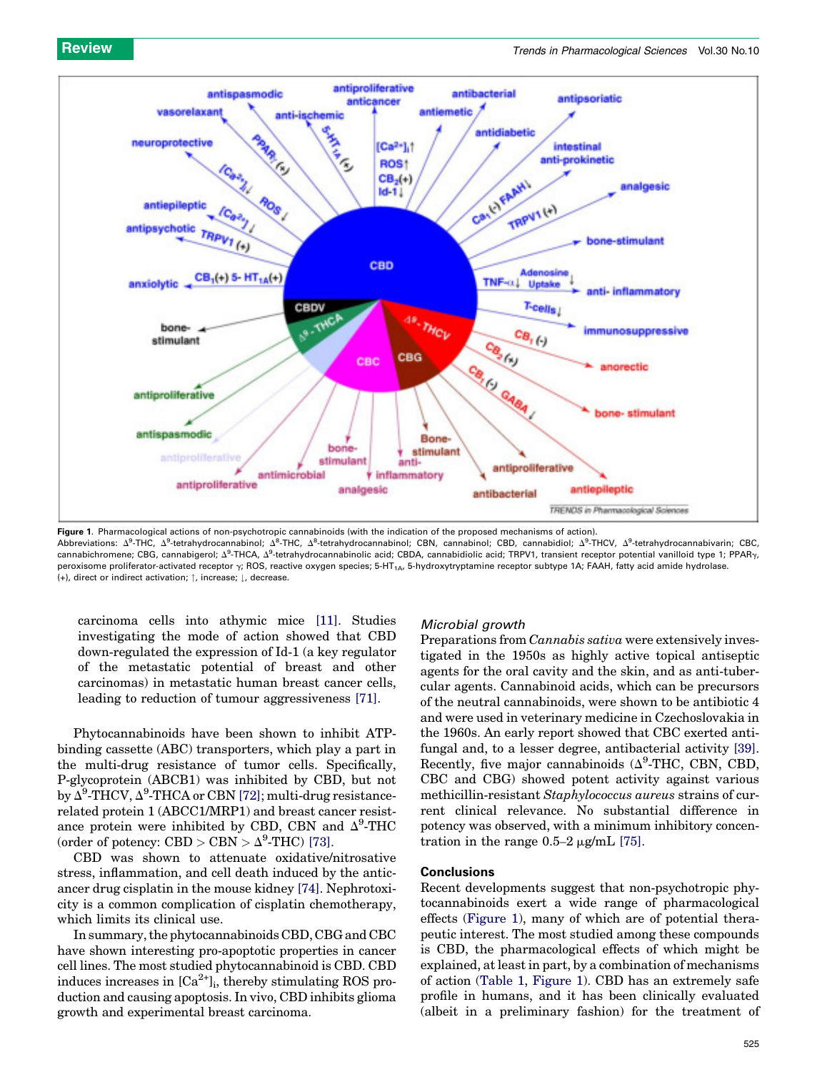Figure 1. Pharmacological actions of non-psychotropic cannabinoids (with the indication of the proposed mechanisms of action).
Abbreviations: $\Delta^9$-THC, $\Delta^9$-tetrahydrocannabinol; $\Delta^8$-THC, $\Delta^8$-tetrahydrocannabinol; CBN, cannabinol; CBD, cannabidiol; $\Delta^9$-THCV, $\Delta^9$-tetrahydrocannabivarin; CBC, cannabichromene; CBG, cannabigerol; $\Delta^9$-THCA, $\Delta^9$-tetrahydrocannabinolic acid; CBDA, cannabidiolic acid; TRPV1, transient receptor potential vanilloid type 1; PPARγ, peroxisome proliferator-activated receptor γ; ROS, reactive oxygen species; 5-$HT_{1A}$, 5-hydroxytryptamine receptor subtype 1A; FAAH, fatty acid amide hydrolase. (+), direct or indirect activation; ↑, increase; ↓, decrease.

carcinoma cells into athymic mice [11]. Studies investigating the mode of action showed that CBD down-regulated the expression of Id-1 (a key regulator of the metastatic potential of breast and other carcinomas) in metastatic human breast cancer cells, leading to reduction of tumour aggressiveness [71].

Phytocannabinoids have been shown to inhibit ATP-binding cassette (ABC) transporters, which play a part in the multi-drug resistance of tumor cells. Specifically, P-glycoprotein (ABCB1) was inhibited by CBD, but not by $\Delta^9$-THCV, $\Delta^9$-THCA or CBN [72]; multi-drug resistance-related protein 1 (ABCC1/MRP1) and breast cancer resistance protein were inhibited by CBD, CBN and $\Delta^9$-THC (order of potency: CBD > CBN > $\Delta^9$-THC) [73].

CBD was shown to attenuate oxidative/nitrosative stress, inflammation, and cell death induced by the anticancer drug cisplatin in the mouse kidney [74]. Nephrotoxicity is a common complication of cisplatin chemotherapy, which limits its clinical use.

In summary, the phytocannabinoids CBD, CBG and CBC have shown interesting pro-apoptotic properties in cancer cell lines. The most studied phytocannabinoid is CBD. CBD induces increases in $[Ca^{2+}]_i$, thereby stimulating ROS production and causing apoptosis. In vivo, CBD inhibits glioma growth and experimental breast carcinoma.

### *Microbial growth*

Preparations from *Cannabis sativa* were extensively investigated in the 1950s as highly active topical antiseptic agents for the oral cavity and the skin, and as anti-tubercular agents. Cannabinoid acids, which can be precursors of the neutral cannabinoids, were shown to be antibiotic 4 and were used in veterinary medicine in Czechoslovakia in the 1960s. An early report showed that CBC exerted antifungal and, to a lesser degree, antibacterial activity [39]. Recently, five major cannabinoids ($\Delta^9$-THC, CBN, CBD, CBC and CBG) showed potent activity against various methicillin-resistant *Staphylococcus aureus* strains of current clinical relevance. No substantial difference in potency was observed, with a minimum inhibitory concentration in the range 0.5–2 μg/mL [75].

## Conclusions

Recent developments suggest that non-psychotropic phytocannabinoids exert a wide range of pharmacological effects (Figure 1), many of which are of potential therapeutic interest. The most studied among these compounds is CBD, the pharmacological effects of which might be explained, at least in part, by a combination of mechanisms of action (Table 1, Figure 1). CBD has an extremely safe profile in humans, and it has been clinically evaluated (albeit in a preliminary fashion) for the treatment of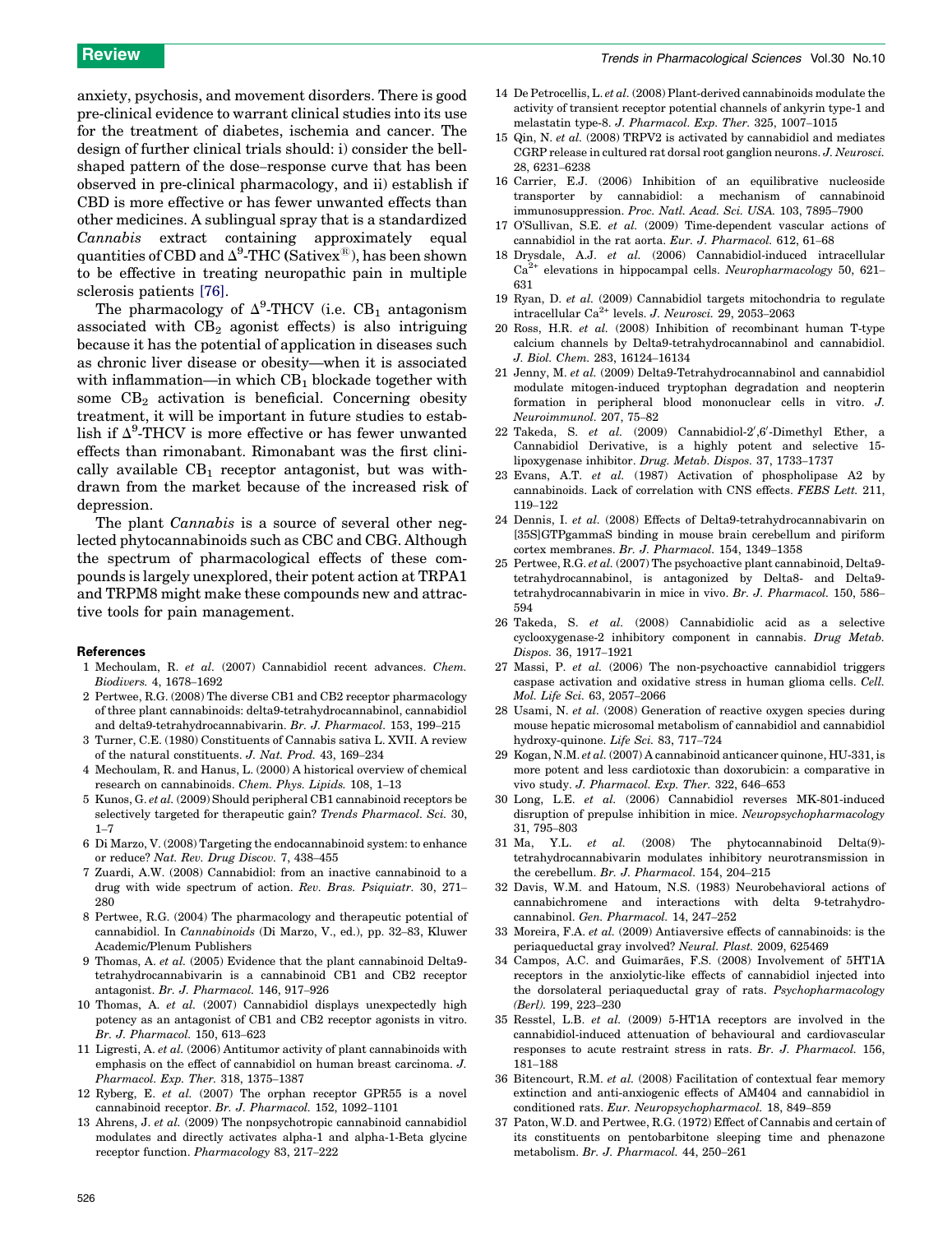anxiety, psychosis, and movement disorders. There is good pre-clinical evidence to warrant clinical studies into its use for the treatment of diabetes, ischemia and cancer. The design of further clinical trials should: i) consider the bell-shaped pattern of the dose–response curve that has been observed in pre-clinical pharmacology, and ii) establish if CBD is more effective or has fewer unwanted effects than other medicines. A sublingual spray that is a standardized *Cannabis* extract containing approximately equal quantities of CBD and $\Delta^9$-THC (Sativex®), has been shown to be effective in treating neuropathic pain in multiple sclerosis patients [76].

The pharmacology of $\Delta^9$-THCV (i.e. $CB_1$ antagonism associated with $CB_2$ agonist effects) is also intriguing because it has the potential of application in diseases such as chronic liver disease or obesity—when it is associated with inflammation—in which $CB_1$ blockade together with some $CB_2$ activation is beneficial. Concerning obesity treatment, it will be important in future studies to establish if $\Delta^9$-THCV is more effective or has fewer unwanted effects than rimonabant. Rimonabant was the first clinically available $CB_1$ receptor antagonist, but was withdrawn from the market because of the increased risk of depression.

The plant *Cannabis* is a source of several other neglected phytocannabinoids such as CBC and CBG. Although the spectrum of pharmacological effects of these compounds is largely unexplored, their potent action at TRPA1 and TRPM8 might make these compounds new and attractive tools for pain management.

## References

1 Mechoulam, R. *et al.* (2007) Cannabidiol recent advances. *Chem. Biodivers.* 4, 1678–1692
2 Pertwee, R.G. (2008) The diverse CB1 and CB2 receptor pharmacology of three plant cannabinoids: delta9-tetrahydrocannabinol, cannabidiol and delta9-tetrahydrocannabivarin. *Br. J. Pharmacol.* 153, 199–215
3 Turner, C.E. (1980) Constituents of Cannabis sativa L. XVII. A review of the natural constituents. *J. Nat. Prod.* 43, 169–234
4 Mechoulam, R. and Hanus, L. (2000) A historical overview of chemical research on cannabinoids. *Chem. Phys. Lipids.* 108, 1–13
5 Kunos, G. *et al.* (2009) Should peripheral CB1 cannabinoid receptors be selectively targeted for therapeutic gain? *Trends Pharmacol. Sci.* 30, 1–7
6 Di Marzo, V. (2008) Targeting the endocannabinoid system: to enhance or reduce? *Nat. Rev. Drug Discov.* 7, 438–455
7 Zuardi, A.W. (2008) Cannabidiol: from an inactive cannabinoid to a drug with wide spectrum of action. *Rev. Bras. Psiquiatr.* 30, 271–280
8 Pertwee, R.G. (2004) The pharmacology and therapeutic potential of cannabidiol. In *Cannabinoids* (Di Marzo, V., ed.), pp. 32–83, Kluwer Academic/Plenum Publishers
9 Thomas, A. *et al.* (2005) Evidence that the plant cannabinoid Delta9-tetrahydrocannabivarin is a cannabinoid CB1 and CB2 receptor antagonist. *Br. J. Pharmacol.* 146, 917–926
10 Thomas, A. *et al.* (2007) Cannabidiol displays unexpectedly high potency as an antagonist of CB1 and CB2 receptor agonists in vitro. *Br. J. Pharmacol.* 150, 613–623
11 Ligresti, A. *et al.* (2006) Antitumor activity of plant cannabinoids with emphasis on the effect of cannabidiol on human breast carcinoma. *J. Pharmacol. Exp. Ther.* 318, 1375–1387
12 Ryberg, E. *et al.* (2007) The orphan receptor GPR55 is a novel cannabinoid receptor. *Br. J. Pharmacol.* 152, 1092–1101
13 Ahrens, J. *et al.* (2009) The nonpsychotropic cannabinoid cannabidiol modulates and directly activates alpha-1 and alpha-1-Beta glycine receptor function. *Pharmacology* 83, 217–222
14 De Petrocellis, L. *et al.* (2008) Plant-derived cannabinoids modulate the activity of transient receptor potential channels of ankyrin type-1 and melastatin type-8. *J. Pharmacol. Exp. Ther.* 325, 1007–1015
15 Qin, N. *et al.* (2008) TRPV2 is activated by cannabidiol and mediates CGRP release in cultured rat dorsal root ganglion neurons. *J. Neurosci.* 28, 6231–6238
16 Carrier, E.J. (2006) Inhibition of an equilibrative nucleoside transporter by cannabidiol: a mechanism of cannabinoid immunosuppression. *Proc. Natl. Acad. Sci. USA.* 103, 7895–7900
17 O'Sullivan, S.E. *et al.* (2009) Time-dependent vascular actions of cannabidiol in the rat aorta. *Eur. J. Pharmacol.* 612, 61–68
18 Drysdale, A.J. *et al.* (2006) Cannabidiol-induced intracellular $Ca^{2+}$ elevations in hippocampal cells. *Neuropharmacology* 50, 621–631
19 Ryan, D. *et al.* (2009) Cannabidiol targets mitochondria to regulate intracellular $Ca^{2+}$ levels. *J. Neurosci.* 29, 2053–2063
20 Ross, H.R. *et al.* (2008) Inhibition of recombinant human T-type calcium channels by Delta9-tetrahydrocannabinol and cannabidiol. *J. Biol. Chem.* 283, 16124–16134
21 Jenny, M. *et al.* (2009) Delta9-Tetrahydrocannabinol and cannabidiol modulate mitogen-induced tryptophan degradation and neopterin formation in peripheral blood mononuclear cells in vitro. *J. Neuroimmunol.* 207, 75–82
22 Takeda, S. *et al.* (2009) Cannabidiol-2′,6′-Dimethyl Ether, a Cannabidiol Derivative, is a highly potent and selective 15-lipoxygenase inhibitor. *Drug. Metab. Dispos.* 37, 1733–1737
23 Evans, A.T. *et al.* (1987) Activation of phospholipase A2 by cannabinoids. Lack of correlation with CNS effects. *FEBS Lett.* 211, 119–122
24 Dennis, I. *et al.* (2008) Effects of Delta9-tetrahydrocannabivarin on [35S]GTPgammaS binding in mouse brain cerebellum and piriform cortex membranes. *Br. J. Pharmacol.* 154, 1349–1358
25 Pertwee, R.G. *et al.* (2007) The psychoactive plant cannabinoid, Delta9-tetrahydrocannabinol, is antagonized by Delta8- and Delta9-tetrahydrocannabivarin in mice in vivo. *Br. J. Pharmacol.* 150, 586–594
26 Takeda, S. *et al.* (2008) Cannabidiolic acid as a selective cyclooxygenase-2 inhibitory component in cannabis. *Drug Metab. Dispos.* 36, 1917–1921
27 Massi, P. *et al.* (2006) The non-psychoactive cannabidiol triggers caspase activation and oxidative stress in human glioma cells. *Cell. Mol. Life Sci.* 63, 2057–2066
28 Usami, N. *et al.* (2008) Generation of reactive oxygen species during mouse hepatic microsomal metabolism of cannabidiol and cannabidiol hydroxy-quinone. *Life Sci.* 83, 717–724
29 Kogan, N.M. *et al.* (2007) A cannabinoid anticancer quinone, HU-331, is more potent and less cardiotoxic than doxorubicin: a comparative in vivo study. *J. Pharmacol. Exp. Ther.* 322, 646–653
30 Long, L.E. *et al.* (2006) Cannabidiol reverses MK-801-induced disruption of prepulse inhibition in mice. *Neuropsychopharmacology* 31, 795–803
31 Ma, Y.L. *et al.* (2008) The phytocannabinoid Delta(9)-tetrahydrocannabivarin modulates inhibitory neurotransmission in the cerebellum. *Br. J. Pharmacol.* 154, 204–215
32 Davis, W.M. and Hatoum, N.S. (1983) Neurobehavioral actions of cannabichromene and interactions with delta 9-tetrahydrocannabinol. *Gen. Pharmacol.* 14, 247–252
33 Moreira, F.A. *et al.* (2009) Antiaversive effects of cannabinoids: is the periaqueductal gray involved? *Neural. Plast.* 2009, 625469
34 Campos, A.C. and Guimarães, F.S. (2008) Involvement of 5HT1A receptors in the anxiolytic-like effects of cannabidiol injected into the dorsolateral periaqueductal gray of rats. *Psychopharmacology (Berl).* 199, 223–230
35 Resstel, L.B. *et al.* (2009) 5-HT1A receptors are involved in the cannabidiol-induced attenuation of behavioural and cardiovascular responses to acute restraint stress in rats. *Br. J. Pharmacol.* 156, 181–188
36 Bitencourt, R.M. *et al.* (2008) Facilitation of contextual fear memory extinction and anti-anxiogenic effects of AM404 and cannabidiol in conditioned rats. *Eur. Neuropsychopharmacol.* 18, 849–859
37 Paton, W.D. and Pertwee, R.G. (1972) Effect of Cannabis and certain of its constituents on pentobarbitone sleeping time and phenazone metabolism. *Br. J. Pharmacol.* 44, 250–261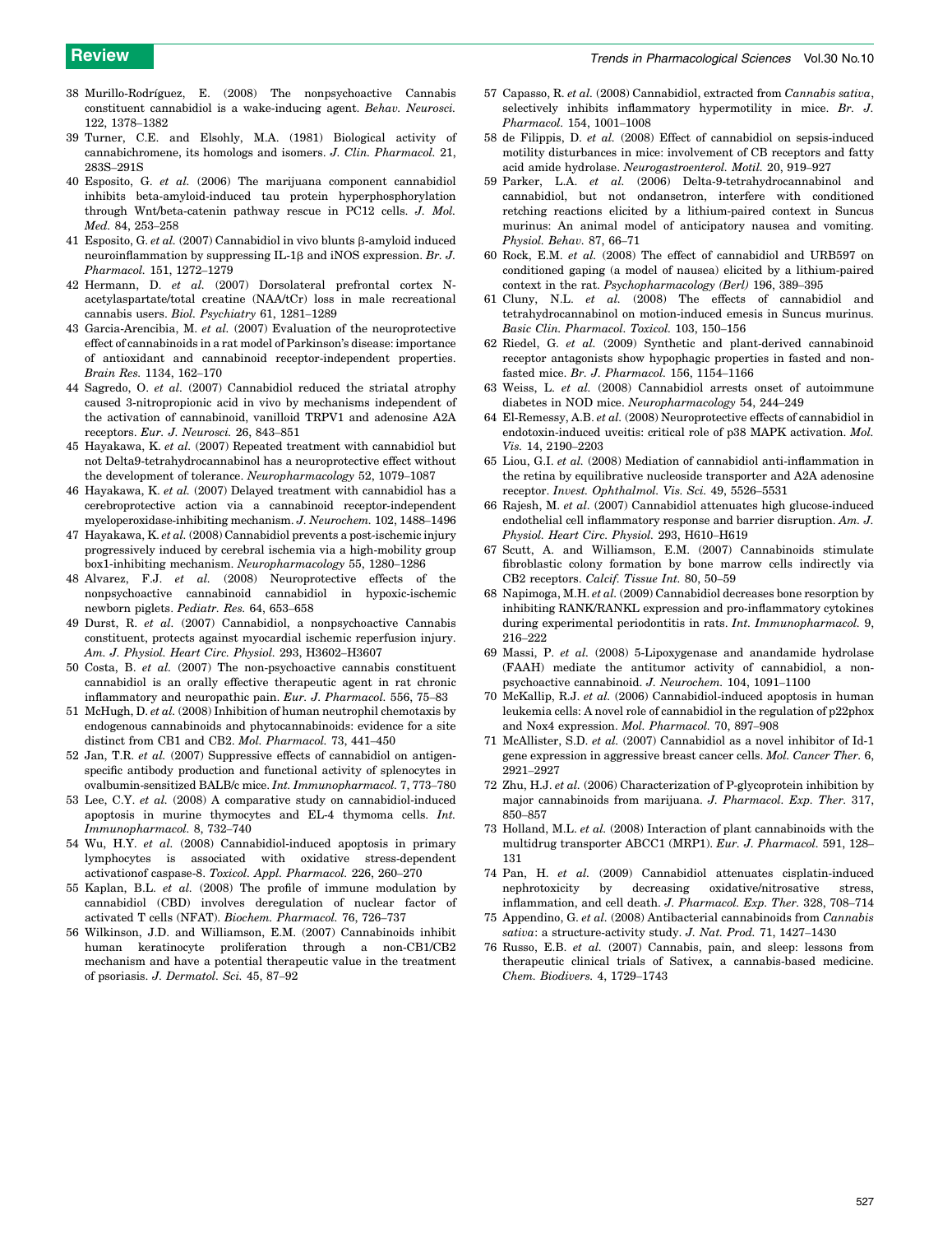38 Murillo-Rodríguez, E. (2008) The nonpsychoactive Cannabis constituent cannabidiol is a wake-inducing agent. *Behav. Neurosci.* 122, 1378–1382

39 Turner, C.E. and Elsohly, M.A. (1981) Biological activity of cannabichromene, its homologs and isomers. *J. Clin. Pharmacol.* 21, 283S–291S

40 Esposito, G. *et al.* (2006) The marijuana component cannabidiol inhibits beta-amyloid-induced tau protein hyperphosphorylation through Wnt/beta-catenin pathway rescue in PC12 cells. *J. Mol. Med.* 84, 253–258

41 Esposito, G. *et al.* (2007) Cannabidiol in vivo blunts β-amyloid induced neuroinflammation by suppressing IL-1β and iNOS expression. *Br. J. Pharmacol.* 151, 1272–1279

42 Hermann, D. *et al.* (2007) Dorsolateral prefrontal cortex N-acetylaspartate/total creatine (NAA/tCr) loss in male recreational cannabis users. *Biol. Psychiatry* 61, 1281–1289

43 Garcia-Arencibia, M. *et al.* (2007) Evaluation of the neuroprotective effect of cannabinoids in a rat model of Parkinson's disease: importance of antioxidant and cannabinoid receptor-independent properties. *Brain Res.* 1134, 162–170

44 Sagredo, O. *et al.* (2007) Cannabidiol reduced the striatal atrophy caused 3-nitropropionic acid in vivo by mechanisms independent of the activation of cannabinoid, vanilloid TRPV1 and adenosine A2A receptors. *Eur. J. Neurosci.* 26, 843–851

45 Hayakawa, K. *et al.* (2007) Repeated treatment with cannabidiol but not Delta9-tetrahydrocannabinol has a neuroprotective effect without the development of tolerance. *Neuropharmacology* 52, 1079–1087

46 Hayakawa, K. *et al.* (2007) Delayed treatment with cannabidiol has a cerebroprotective action via a cannabinoid receptor-independent myeloperoxidase-inhibiting mechanism. *J. Neurochem.* 102, 1488–1496

47 Hayakawa, K. *et al.* (2008) Cannabidiol prevents a post-ischemic injury progressively induced by cerebral ischemia via a high-mobility group box1-inhibiting mechanism. *Neuropharmacology* 55, 1280–1286

48 Alvarez, F.J. *et al.* (2008) Neuroprotective effects of the nonpsychoactive cannabinoid cannabidiol in hypoxic-ischemic newborn piglets. *Pediatr. Res.* 64, 653–658

49 Durst, R. *et al.* (2007) Cannabidiol, a nonpsychoactive Cannabis constituent, protects against myocardial ischemic reperfusion injury. *Am. J. Physiol. Heart Circ. Physiol.* 293, H3602–H3607

50 Costa, B. *et al.* (2007) The non-psychoactive cannabis constituent cannabidiol is an orally effective therapeutic agent in rat chronic inflammatory and neuropathic pain. *Eur. J. Pharmacol.* 556, 75–83

51 McHugh, D. *et al.* (2008) Inhibition of human neutrophil chemotaxis by endogenous cannabinoids and phytocannabinoids: evidence for a site distinct from CB1 and CB2. *Mol. Pharmacol.* 73, 441–450

52 Jan, T.R. *et al.* (2007) Suppressive effects of cannabidiol on antigen-specific antibody production and functional activity of splenocytes in ovalbumin-sensitized BALB/c mice. *Int. Immunopharmacol.* 7, 773–780

53 Lee, C.Y. *et al.* (2008) A comparative study on cannabidiol-induced apoptosis in murine thymocytes and EL-4 thymoma cells. *Int. Immunopharmacol.* 8, 732–740

54 Wu, H.Y. *et al.* (2008) Cannabidiol-induced apoptosis in primary lymphocytes is associated with oxidative stress-dependent activationof caspase-8. *Toxicol. Appl. Pharmacol.* 226, 260–270

55 Kaplan, B.L. *et al.* (2008) The profile of immune modulation by cannabidiol (CBD) involves deregulation of nuclear factor of activated T cells (NFAT). *Biochem. Pharmacol.* 76, 726–737

56 Wilkinson, J.D. and Williamson, E.M. (2007) Cannabinoids inhibit human keratinocyte proliferation through a non-CB1/CB2 mechanism and have a potential therapeutic value in the treatment of psoriasis. *J. Dermatol. Sci.* 45, 87–92

57 Capasso, R. *et al.* (2008) Cannabidiol, extracted from *Cannabis sativa*, selectively inhibits inflammatory hypermotility in mice. *Br. J. Pharmacol.* 154, 1001–1008

58 de Filippis, D. *et al.* (2008) Effect of cannabidiol on sepsis-induced motility disturbances in mice: involvement of CB receptors and fatty acid amide hydrolase. *Neurogastroenterol. Motil.* 20, 919–927

59 Parker, L.A. *et al.* (2006) Delta-9-tetrahydrocannabinol and cannabidiol, but not ondansetron, interfere with conditioned retching reactions elicited by a lithium-paired context in Suncus murinus: An animal model of anticipatory nausea and vomiting. *Physiol. Behav.* 87, 66–71

60 Rock, E.M. *et al.* (2008) The effect of cannabidiol and URB597 on conditioned gaping (a model of nausea) elicited by a lithium-paired context in the rat. *Psychopharmacology (Berl)* 196, 389–395

61 Cluny, N.L. *et al.* (2008) The effects of cannabidiol and tetrahydrocannabinol on motion-induced emesis in Suncus murinus. *Basic Clin. Pharmacol. Toxicol.* 103, 150–156

62 Riedel, G. *et al.* (2009) Synthetic and plant-derived cannabinoid receptor antagonists show hypophagic properties in fasted and non-fasted mice. *Br. J. Pharmacol.* 156, 1154–1166

63 Weiss, L. *et al.* (2008) Cannabidiol arrests onset of autoimmune diabetes in NOD mice. *Neuropharmacology* 54, 244–249

64 El-Remessy, A.B. *et al.* (2008) Neuroprotective effects of cannabidiol in endotoxin-induced uveitis: critical role of p38 MAPK activation. *Mol. Vis.* 14, 2190–2203

65 Liou, G.I. *et al.* (2008) Mediation of cannabidiol anti-inflammation in the retina by equilibrative nucleoside transporter and A2A adenosine receptor. *Invest. Ophthalmol. Vis. Sci.* 49, 5526–5531

66 Rajesh, M. *et al.* (2007) Cannabidiol attenuates high glucose-induced endothelial cell inflammatory response and barrier disruption. *Am. J. Physiol. Heart Circ. Physiol.* 293, H610–H619

67 Scutt, A. and Williamson, E.M. (2007) Cannabinoids stimulate fibroblastic colony formation by bone marrow cells indirectly via CB2 receptors. *Calcif. Tissue Int.* 80, 50–59

68 Napimoga, M.H. *et al.* (2009) Cannabidiol decreases bone resorption by inhibiting RANK/RANKL expression and pro-inflammatory cytokines during experimental periodontitis in rats. *Int. Immunopharmacol.* 9, 216–222

69 Massi, P. *et al.* (2008) 5-Lipoxygenase and anandamide hydrolase (FAAH) mediate the antitumor activity of cannabidiol, a non-psychoactive cannabinoid. *J. Neurochem.* 104, 1091–1100

70 McKallip, R.J. *et al.* (2006) Cannabidiol-induced apoptosis in human leukemia cells: A novel role of cannabidiol in the regulation of p22phox and Nox4 expression. *Mol. Pharmacol.* 70, 897–908

71 McAllister, S.D. *et al.* (2007) Cannabidiol as a novel inhibitor of Id-1 gene expression in aggressive breast cancer cells. *Mol. Cancer Ther.* 6, 2921–2927

72 Zhu, H.J. *et al.* (2006) Characterization of P-glycoprotein inhibition by major cannabinoids from marijuana. *J. Pharmacol. Exp. Ther.* 317, 850–857

73 Holland, M.L. *et al.* (2008) Interaction of plant cannabinoids with the multidrug transporter ABCC1 (MRP1). *Eur. J. Pharmacol.* 591, 128–131

74 Pan, H. *et al.* (2009) Cannabidiol attenuates cisplatin-induced nephrotoxicity by decreasing oxidative/nitrosative stress, inflammation, and cell death. *J. Pharmacol. Exp. Ther.* 328, 708–714

75 Appendino, G. *et al.* (2008) Antibacterial cannabinoids from *Cannabis sativa*: a structure-activity study. *J. Nat. Prod.* 71, 1427–1430

76 Russo, E.B. *et al.* (2007) Cannabis, pain, and sleep: lessons from therapeutic clinical trials of Sativex, a cannabis-based medicine. *Chem. Biodivers.* 4, 1729–1743